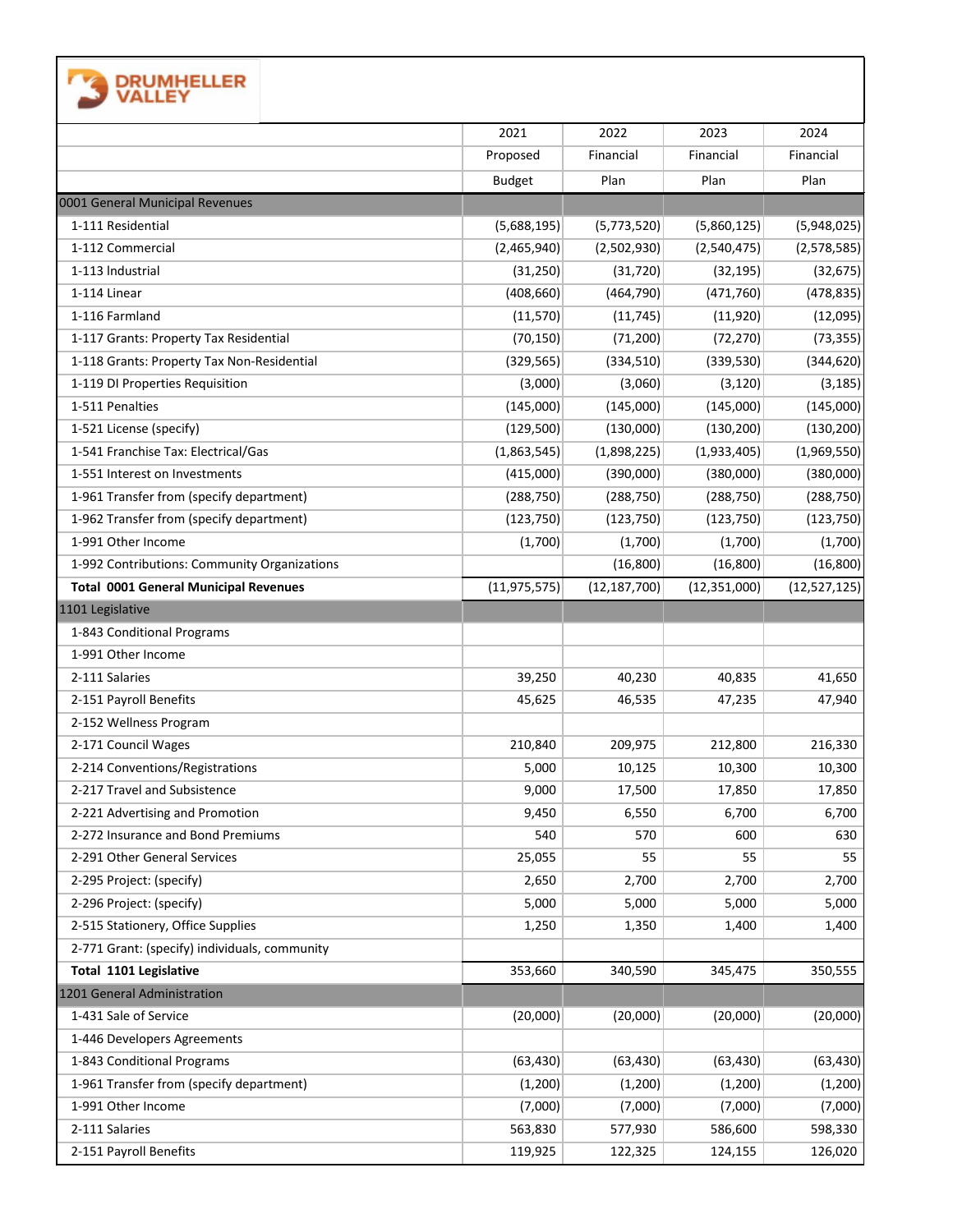DRUMHELLER VALLEY

| | 2021 Proposed Budget | 2022 Financial Plan | 2023 Financial Plan | 2024 Financial Plan |
|---|---|---|---|---|
| **0001 General Municipal Revenues** | | | | |
| 1-111 Residential | (5,688,195) | (5,773,520) | (5,860,125) | (5,948,025) |
| 1-112 Commercial | (2,465,940) | (2,502,930) | (2,540,475) | (2,578,585) |
| 1-113 Industrial | (31,250) | (31,720) | (32,195) | (32,675) |
| 1-114 Linear | (408,660) | (464,790) | (471,760) | (478,835) |
| 1-116 Farmland | (11,570) | (11,745) | (11,920) | (12,095) |
| 1-117 Grants: Property Tax Residential | (70,150) | (71,200) | (72,270) | (73,355) |
| 1-118 Grants: Property Tax Non-Residential | (329,565) | (334,510) | (339,530) | (344,620) |
| 1-119 DI Properties Requisition | (3,000) | (3,060) | (3,120) | (3,185) |
| 1-511 Penalties | (145,000) | (145,000) | (145,000) | (145,000) |
| 1-521 License (specify) | (129,500) | (130,000) | (130,200) | (130,200) |
| 1-541 Franchise Tax: Electrical/Gas | (1,863,545) | (1,898,225) | (1,933,405) | (1,969,550) |
| 1-551 Interest on Investments | (415,000) | (390,000) | (380,000) | (380,000) |
| 1-961 Transfer from (specify department) | (288,750) | (288,750) | (288,750) | (288,750) |
| 1-962 Transfer from (specify department) | (123,750) | (123,750) | (123,750) | (123,750) |
| 1-991 Other Income | (1,700) | (1,700) | (1,700) | (1,700) |
| 1-992 Contributions: Community Organizations | | (16,800) | (16,800) | (16,800) |
| **Total 0001 General Municipal Revenues** | (11,975,575) | (12,187,700) | (12,351,000) | (12,527,125) |
| **1101 Legislative** | | | | |
| 1-843 Conditional Programs | | | | |
| 1-991 Other Income | | | | |
| 2-111 Salaries | 39,250 | 40,230 | 40,835 | 41,650 |
| 2-151 Payroll Benefits | 45,625 | 46,535 | 47,235 | 47,940 |
| 2-152 Wellness Program | | | | |
| 2-171 Council Wages | 210,840 | 209,975 | 212,800 | 216,330 |
| 2-214 Conventions/Registrations | 5,000 | 10,125 | 10,300 | 10,300 |
| 2-217 Travel and Subsistence | 9,000 | 17,500 | 17,850 | 17,850 |
| 2-221 Advertising and Promotion | 9,450 | 6,550 | 6,700 | 6,700 |
| 2-272 Insurance and Bond Premiums | 540 | 570 | 600 | 630 |
| 2-291 Other General Services | 25,055 | 55 | 55 | 55 |
| 2-295 Project: (specify) | 2,650 | 2,700 | 2,700 | 2,700 |
| 2-296 Project: (specify) | 5,000 | 5,000 | 5,000 | 5,000 |
| 2-515 Stationery, Office Supplies | 1,250 | 1,350 | 1,400 | 1,400 |
| 2-771 Grant: (specify) individuals, community | | | | |
| **Total 1101 Legislative** | 353,660 | 340,590 | 345,475 | 350,555 |
| **1201 General Administration** | | | | |
| 1-431 Sale of Service | (20,000) | (20,000) | (20,000) | (20,000) |
| 1-446 Developers Agreements | | | | |
| 1-843 Conditional Programs | (63,430) | (63,430) | (63,430) | (63,430) |
| 1-961 Transfer from (specify department) | (1,200) | (1,200) | (1,200) | (1,200) |
| 1-991 Other Income | (7,000) | (7,000) | (7,000) | (7,000) |
| 2-111 Salaries | 563,830 | 577,930 | 586,600 | 598,330 |
| 2-151 Payroll Benefits | 119,925 | 122,325 | 124,155 | 126,020 |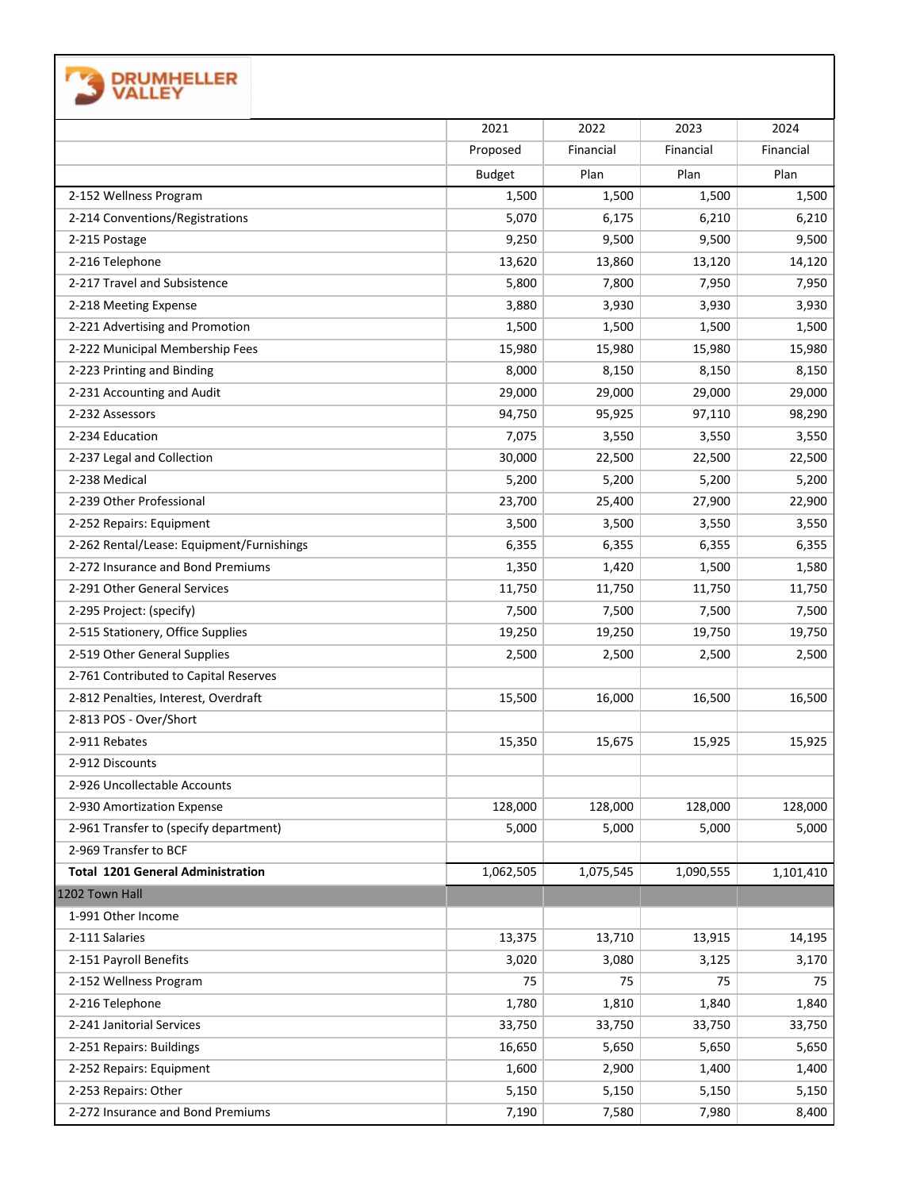**DRUMHELLER VALLEY**

| | 2021 Proposed Budget | 2022 Financial Plan | 2023 Financial Plan | 2024 Financial Plan |
|---|---|---|---|---|
| 2-152 Wellness Program | 1,500 | 1,500 | 1,500 | 1,500 |
| 2-214 Conventions/Registrations | 5,070 | 6,175 | 6,210 | 6,210 |
| 2-215 Postage | 9,250 | 9,500 | 9,500 | 9,500 |
| 2-216 Telephone | 13,620 | 13,860 | 13,120 | 14,120 |
| 2-217 Travel and Subsistence | 5,800 | 7,800 | 7,950 | 7,950 |
| 2-218 Meeting Expense | 3,880 | 3,930 | 3,930 | 3,930 |
| 2-221 Advertising and Promotion | 1,500 | 1,500 | 1,500 | 1,500 |
| 2-222 Municipal Membership Fees | 15,980 | 15,980 | 15,980 | 15,980 |
| 2-223 Printing and Binding | 8,000 | 8,150 | 8,150 | 8,150 |
| 2-231 Accounting and Audit | 29,000 | 29,000 | 29,000 | 29,000 |
| 2-232 Assessors | 94,750 | 95,925 | 97,110 | 98,290 |
| 2-234 Education | 7,075 | 3,550 | 3,550 | 3,550 |
| 2-237 Legal and Collection | 30,000 | 22,500 | 22,500 | 22,500 |
| 2-238 Medical | 5,200 | 5,200 | 5,200 | 5,200 |
| 2-239 Other Professional | 23,700 | 25,400 | 27,900 | 22,900 |
| 2-252 Repairs: Equipment | 3,500 | 3,500 | 3,550 | 3,550 |
| 2-262 Rental/Lease: Equipment/Furnishings | 6,355 | 6,355 | 6,355 | 6,355 |
| 2-272 Insurance and Bond Premiums | 1,350 | 1,420 | 1,500 | 1,580 |
| 2-291 Other General Services | 11,750 | 11,750 | 11,750 | 11,750 |
| 2-295 Project: (specify) | 7,500 | 7,500 | 7,500 | 7,500 |
| 2-515 Stationery, Office Supplies | 19,250 | 19,250 | 19,750 | 19,750 |
| 2-519 Other General Supplies | 2,500 | 2,500 | 2,500 | 2,500 |
| 2-761 Contributed to Capital Reserves | | | | |
| 2-812 Penalties, Interest, Overdraft | 15,500 | 16,000 | 16,500 | 16,500 |
| 2-813 POS - Over/Short | | | | |
| 2-911 Rebates | 15,350 | 15,675 | 15,925 | 15,925 |
| 2-912 Discounts | | | | |
| 2-926 Uncollectable Accounts | | | | |
| 2-930 Amortization Expense | 128,000 | 128,000 | 128,000 | 128,000 |
| 2-961 Transfer to (specify department) | 5,000 | 5,000 | 5,000 | 5,000 |
| 2-969 Transfer to BCF | | | | |
| **Total 1201 General Administration** | 1,062,505 | 1,075,545 | 1,090,555 | 1,101,410 |
| 1202 Town Hall | | | | |
| 1-991 Other Income | | | | |
| 2-111 Salaries | 13,375 | 13,710 | 13,915 | 14,195 |
| 2-151 Payroll Benefits | 3,020 | 3,080 | 3,125 | 3,170 |
| 2-152 Wellness Program | 75 | 75 | 75 | 75 |
| 2-216 Telephone | 1,780 | 1,810 | 1,840 | 1,840 |
| 2-241 Janitorial Services | 33,750 | 33,750 | 33,750 | 33,750 |
| 2-251 Repairs: Buildings | 16,650 | 5,650 | 5,650 | 5,650 |
| 2-252 Repairs: Equipment | 1,600 | 2,900 | 1,400 | 1,400 |
| 2-253 Repairs: Other | 5,150 | 5,150 | 5,150 | 5,150 |
| 2-272 Insurance and Bond Premiums | 7,190 | 7,580 | 7,980 | 8,400 |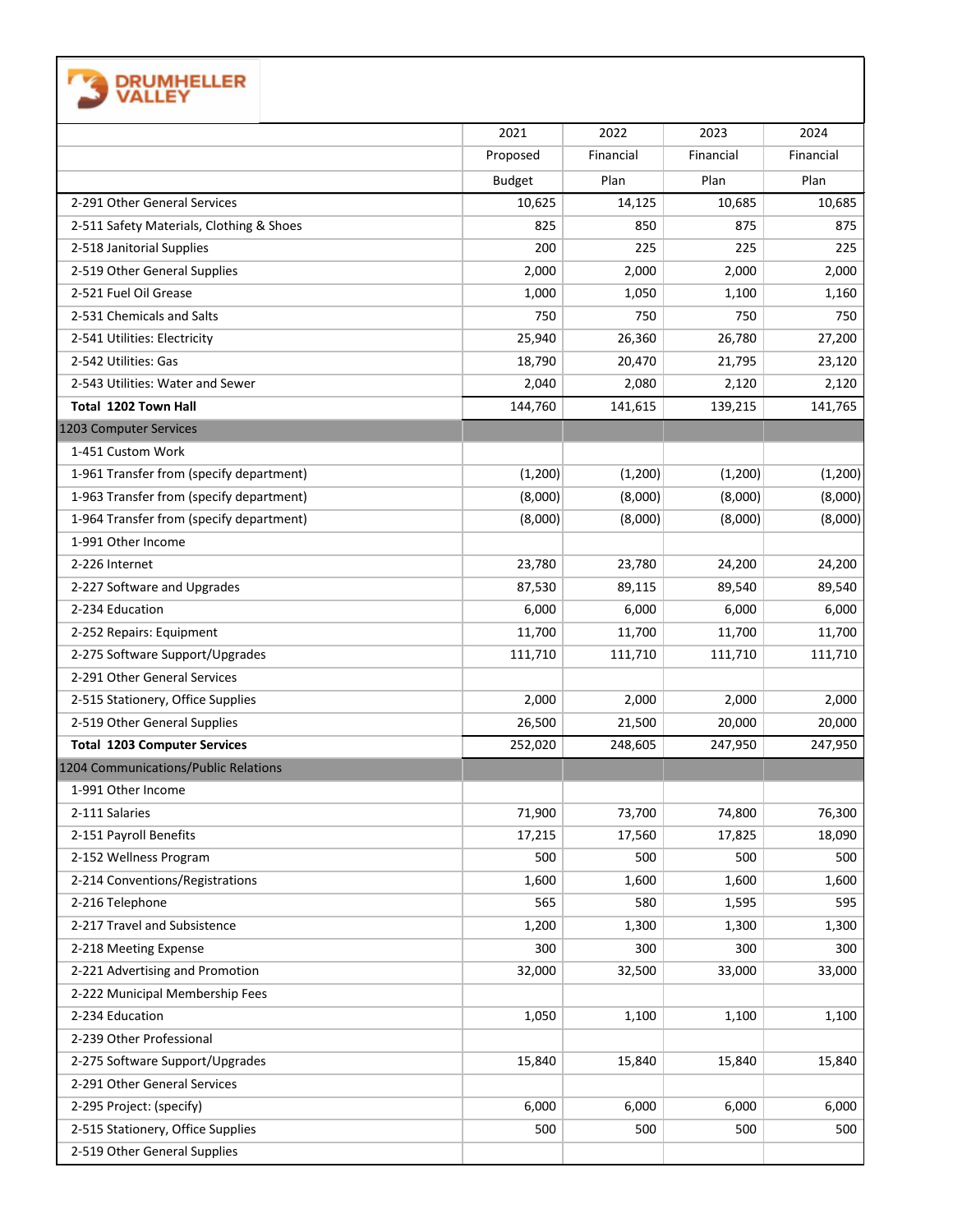**DRUMHELLER VALLEY**

| | 2021 Proposed Budget | 2022 Financial Plan | 2023 Financial Plan | 2024 Financial Plan |
|---|---|---|---|---|
| 2-291 Other General Services | 10,625 | 14,125 | 10,685 | 10,685 |
| 2-511 Safety Materials, Clothing & Shoes | 825 | 850 | 875 | 875 |
| 2-518 Janitorial Supplies | 200 | 225 | 225 | 225 |
| 2-519 Other General Supplies | 2,000 | 2,000 | 2,000 | 2,000 |
| 2-521 Fuel Oil Grease | 1,000 | 1,050 | 1,100 | 1,160 |
| 2-531 Chemicals and Salts | 750 | 750 | 750 | 750 |
| 2-541 Utilities: Electricity | 25,940 | 26,360 | 26,780 | 27,200 |
| 2-542 Utilities: Gas | 18,790 | 20,470 | 21,795 | 23,120 |
| 2-543 Utilities: Water and Sewer | 2,040 | 2,080 | 2,120 | 2,120 |
| **Total 1202 Town Hall** | 144,760 | 141,615 | 139,215 | 141,765 |
| 1203 Computer Services | | | | |
| 1-451 Custom Work | | | | |
| 1-961 Transfer from (specify department) | (1,200) | (1,200) | (1,200) | (1,200) |
| 1-963 Transfer from (specify department) | (8,000) | (8,000) | (8,000) | (8,000) |
| 1-964 Transfer from (specify department) | (8,000) | (8,000) | (8,000) | (8,000) |
| 1-991 Other Income | | | | |
| 2-226 Internet | 23,780 | 23,780 | 24,200 | 24,200 |
| 2-227 Software and Upgrades | 87,530 | 89,115 | 89,540 | 89,540 |
| 2-234 Education | 6,000 | 6,000 | 6,000 | 6,000 |
| 2-252 Repairs: Equipment | 11,700 | 11,700 | 11,700 | 11,700 |
| 2-275 Software Support/Upgrades | 111,710 | 111,710 | 111,710 | 111,710 |
| 2-291 Other General Services | | | | |
| 2-515 Stationery, Office Supplies | 2,000 | 2,000 | 2,000 | 2,000 |
| 2-519 Other General Supplies | 26,500 | 21,500 | 20,000 | 20,000 |
| **Total 1203 Computer Services** | 252,020 | 248,605 | 247,950 | 247,950 |
| 1204 Communications/Public Relations | | | | |
| 1-991 Other Income | | | | |
| 2-111 Salaries | 71,900 | 73,700 | 74,800 | 76,300 |
| 2-151 Payroll Benefits | 17,215 | 17,560 | 17,825 | 18,090 |
| 2-152 Wellness Program | 500 | 500 | 500 | 500 |
| 2-214 Conventions/Registrations | 1,600 | 1,600 | 1,600 | 1,600 |
| 2-216 Telephone | 565 | 580 | 1,595 | 595 |
| 2-217 Travel and Subsistence | 1,200 | 1,300 | 1,300 | 1,300 |
| 2-218 Meeting Expense | 300 | 300 | 300 | 300 |
| 2-221 Advertising and Promotion | 32,000 | 32,500 | 33,000 | 33,000 |
| 2-222 Municipal Membership Fees | | | | |
| 2-234 Education | 1,050 | 1,100 | 1,100 | 1,100 |
| 2-239 Other Professional | | | | |
| 2-275 Software Support/Upgrades | 15,840 | 15,840 | 15,840 | 15,840 |
| 2-291 Other General Services | | | | |
| 2-295 Project: (specify) | 6,000 | 6,000 | 6,000 | 6,000 |
| 2-515 Stationery, Office Supplies | 500 | 500 | 500 | 500 |
| 2-519 Other General Supplies | | | | |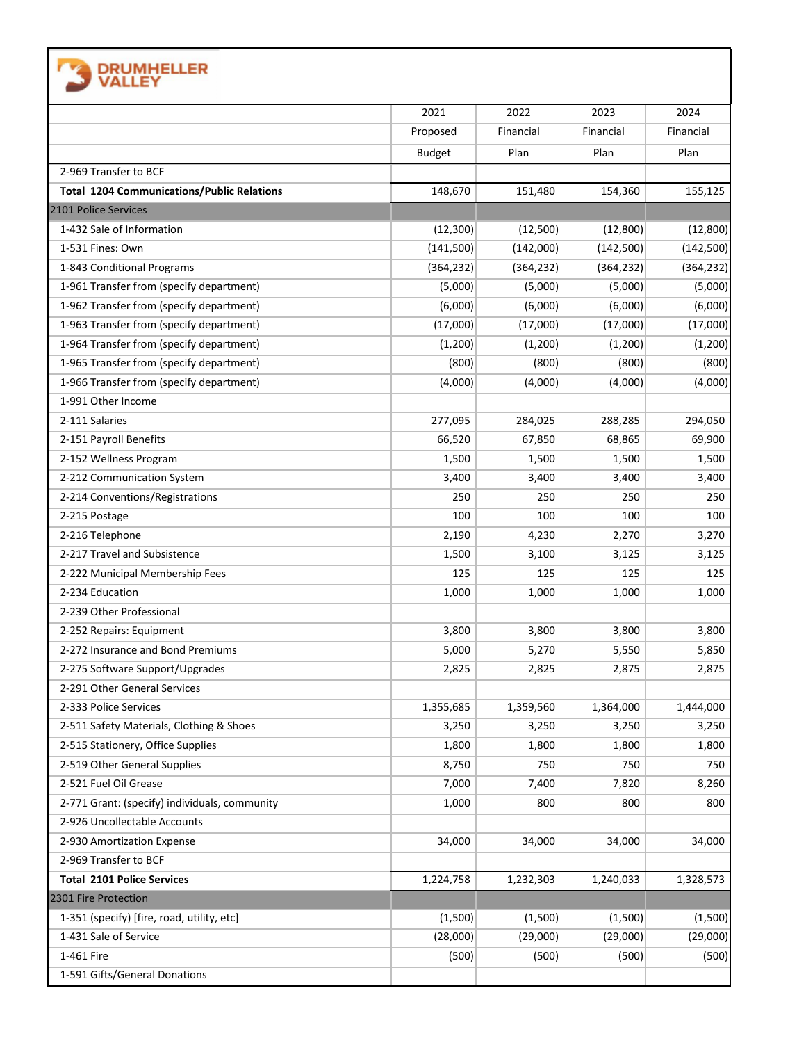**DRUMHELLER VALLEY**

| | 2021 Proposed Budget | 2022 Financial Plan | 2023 Financial Plan | 2024 Financial Plan |
|---|---|---|---|---|
| 2-969 Transfer to BCF | | | | |
| **Total 1204 Communications/Public Relations** | 148,670 | 151,480 | 154,360 | 155,125 |
| 2101 Police Services | | | | |
| 1-432 Sale of Information | (12,300) | (12,500) | (12,800) | (12,800) |
| 1-531 Fines: Own | (141,500) | (142,000) | (142,500) | (142,500) |
| 1-843 Conditional Programs | (364,232) | (364,232) | (364,232) | (364,232) |
| 1-961 Transfer from (specify department) | (5,000) | (5,000) | (5,000) | (5,000) |
| 1-962 Transfer from (specify department) | (6,000) | (6,000) | (6,000) | (6,000) |
| 1-963 Transfer from (specify department) | (17,000) | (17,000) | (17,000) | (17,000) |
| 1-964 Transfer from (specify department) | (1,200) | (1,200) | (1,200) | (1,200) |
| 1-965 Transfer from (specify department) | (800) | (800) | (800) | (800) |
| 1-966 Transfer from (specify department) | (4,000) | (4,000) | (4,000) | (4,000) |
| 1-991 Other Income | | | | |
| 2-111 Salaries | 277,095 | 284,025 | 288,285 | 294,050 |
| 2-151 Payroll Benefits | 66,520 | 67,850 | 68,865 | 69,900 |
| 2-152 Wellness Program | 1,500 | 1,500 | 1,500 | 1,500 |
| 2-212 Communication System | 3,400 | 3,400 | 3,400 | 3,400 |
| 2-214 Conventions/Registrations | 250 | 250 | 250 | 250 |
| 2-215 Postage | 100 | 100 | 100 | 100 |
| 2-216 Telephone | 2,190 | 4,230 | 2,270 | 3,270 |
| 2-217 Travel and Subsistence | 1,500 | 3,100 | 3,125 | 3,125 |
| 2-222 Municipal Membership Fees | 125 | 125 | 125 | 125 |
| 2-234 Education | 1,000 | 1,000 | 1,000 | 1,000 |
| 2-239 Other Professional | | | | |
| 2-252 Repairs: Equipment | 3,800 | 3,800 | 3,800 | 3,800 |
| 2-272 Insurance and Bond Premiums | 5,000 | 5,270 | 5,550 | 5,850 |
| 2-275 Software Support/Upgrades | 2,825 | 2,825 | 2,875 | 2,875 |
| 2-291 Other General Services | | | | |
| 2-333 Police Services | 1,355,685 | 1,359,560 | 1,364,000 | 1,444,000 |
| 2-511 Safety Materials, Clothing & Shoes | 3,250 | 3,250 | 3,250 | 3,250 |
| 2-515 Stationery, Office Supplies | 1,800 | 1,800 | 1,800 | 1,800 |
| 2-519 Other General Supplies | 8,750 | 750 | 750 | 750 |
| 2-521 Fuel Oil Grease | 7,000 | 7,400 | 7,820 | 8,260 |
| 2-771 Grant: (specify) individuals, community | 1,000 | 800 | 800 | 800 |
| 2-926 Uncollectable Accounts | | | | |
| 2-930 Amortization Expense | 34,000 | 34,000 | 34,000 | 34,000 |
| 2-969 Transfer to BCF | | | | |
| **Total 2101 Police Services** | 1,224,758 | 1,232,303 | 1,240,033 | 1,328,573 |
| 2301 Fire Protection | | | | |
| 1-351 (specify) [fire, road, utility, etc] | (1,500) | (1,500) | (1,500) | (1,500) |
| 1-431 Sale of Service | (28,000) | (29,000) | (29,000) | (29,000) |
| 1-461 Fire | (500) | (500) | (500) | (500) |
| 1-591 Gifts/General Donations | | | | |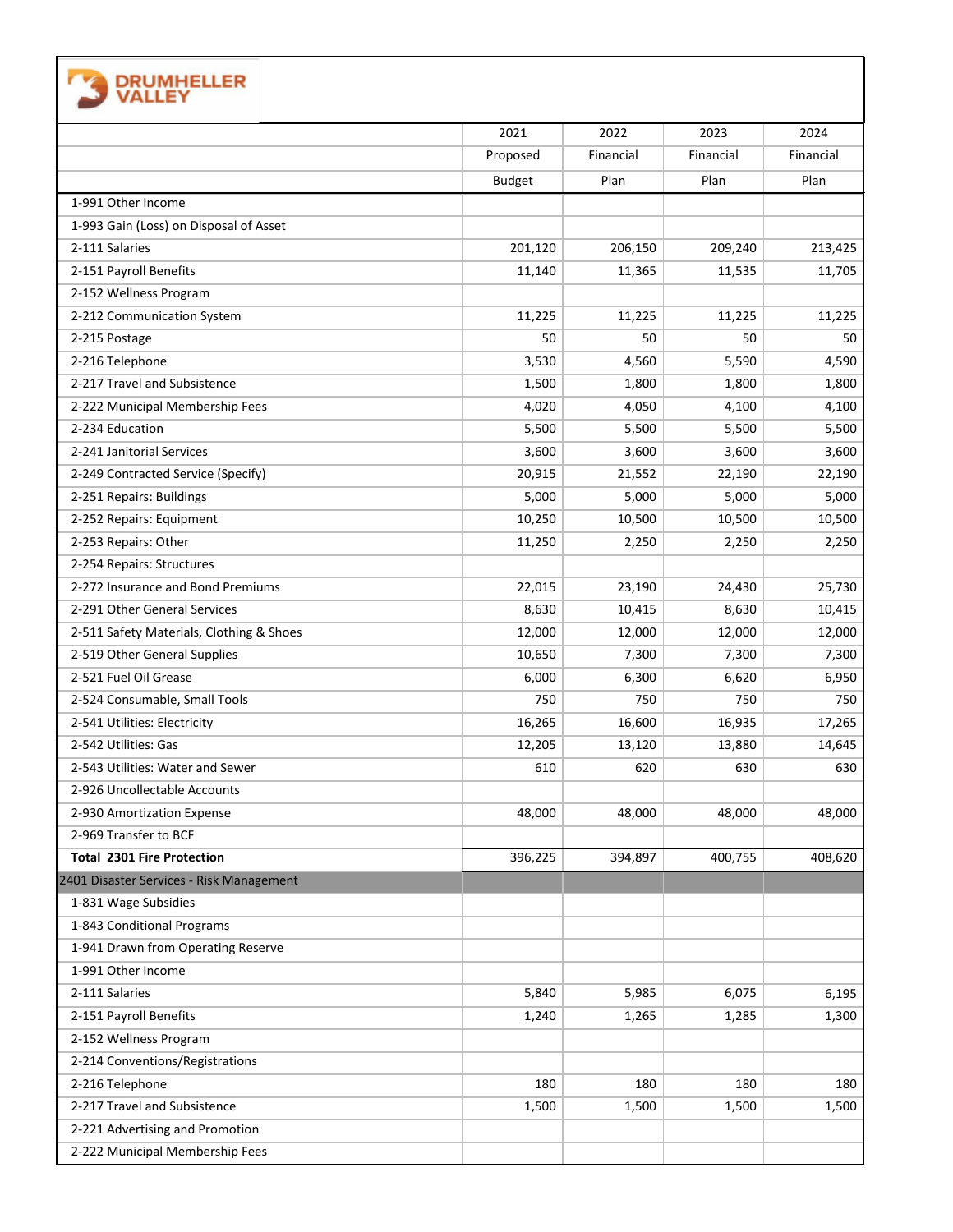**DRUMHELLER VALLEY**

| | 2021 | 2022 | 2023 | 2024 |
|---|---|---|---|---|
| | Proposed | Financial | Financial | Financial |
| | Budget | Plan | Plan | Plan |
| 1-991 Other Income | | | | |
| 1-993 Gain (Loss) on Disposal of Asset | | | | |
| 2-111 Salaries | 201,120 | 206,150 | 209,240 | 213,425 |
| 2-151 Payroll Benefits | 11,140 | 11,365 | 11,535 | 11,705 |
| 2-152 Wellness Program | | | | |
| 2-212 Communication System | 11,225 | 11,225 | 11,225 | 11,225 |
| 2-215 Postage | 50 | 50 | 50 | 50 |
| 2-216 Telephone | 3,530 | 4,560 | 5,590 | 4,590 |
| 2-217 Travel and Subsistence | 1,500 | 1,800 | 1,800 | 1,800 |
| 2-222 Municipal Membership Fees | 4,020 | 4,050 | 4,100 | 4,100 |
| 2-234 Education | 5,500 | 5,500 | 5,500 | 5,500 |
| 2-241 Janitorial Services | 3,600 | 3,600 | 3,600 | 3,600 |
| 2-249 Contracted Service (Specify) | 20,915 | 21,552 | 22,190 | 22,190 |
| 2-251 Repairs: Buildings | 5,000 | 5,000 | 5,000 | 5,000 |
| 2-252 Repairs: Equipment | 10,250 | 10,500 | 10,500 | 10,500 |
| 2-253 Repairs: Other | 11,250 | 2,250 | 2,250 | 2,250 |
| 2-254 Repairs: Structures | | | | |
| 2-272 Insurance and Bond Premiums | 22,015 | 23,190 | 24,430 | 25,730 |
| 2-291 Other General Services | 8,630 | 10,415 | 8,630 | 10,415 |
| 2-511 Safety Materials, Clothing & Shoes | 12,000 | 12,000 | 12,000 | 12,000 |
| 2-519 Other General Supplies | 10,650 | 7,300 | 7,300 | 7,300 |
| 2-521 Fuel Oil Grease | 6,000 | 6,300 | 6,620 | 6,950 |
| 2-524 Consumable, Small Tools | 750 | 750 | 750 | 750 |
| 2-541 Utilities: Electricity | 16,265 | 16,600 | 16,935 | 17,265 |
| 2-542 Utilities: Gas | 12,205 | 13,120 | 13,880 | 14,645 |
| 2-543 Utilities: Water and Sewer | 610 | 620 | 630 | 630 |
| 2-926 Uncollectable Accounts | | | | |
| 2-930 Amortization Expense | 48,000 | 48,000 | 48,000 | 48,000 |
| 2-969 Transfer to BCF | | | | |
| **Total 2301 Fire Protection** | 396,225 | 394,897 | 400,755 | 408,620 |
| 2401 Disaster Services - Risk Management | | | | |
| 1-831 Wage Subsidies | | | | |
| 1-843 Conditional Programs | | | | |
| 1-941 Drawn from Operating Reserve | | | | |
| 1-991 Other Income | | | | |
| 2-111 Salaries | 5,840 | 5,985 | 6,075 | 6,195 |
| 2-151 Payroll Benefits | 1,240 | 1,265 | 1,285 | 1,300 |
| 2-152 Wellness Program | | | | |
| 2-214 Conventions/Registrations | | | | |
| 2-216 Telephone | 180 | 180 | 180 | 180 |
| 2-217 Travel and Subsistence | 1,500 | 1,500 | 1,500 | 1,500 |
| 2-221 Advertising and Promotion | | | | |
| 2-222 Municipal Membership Fees | | | | |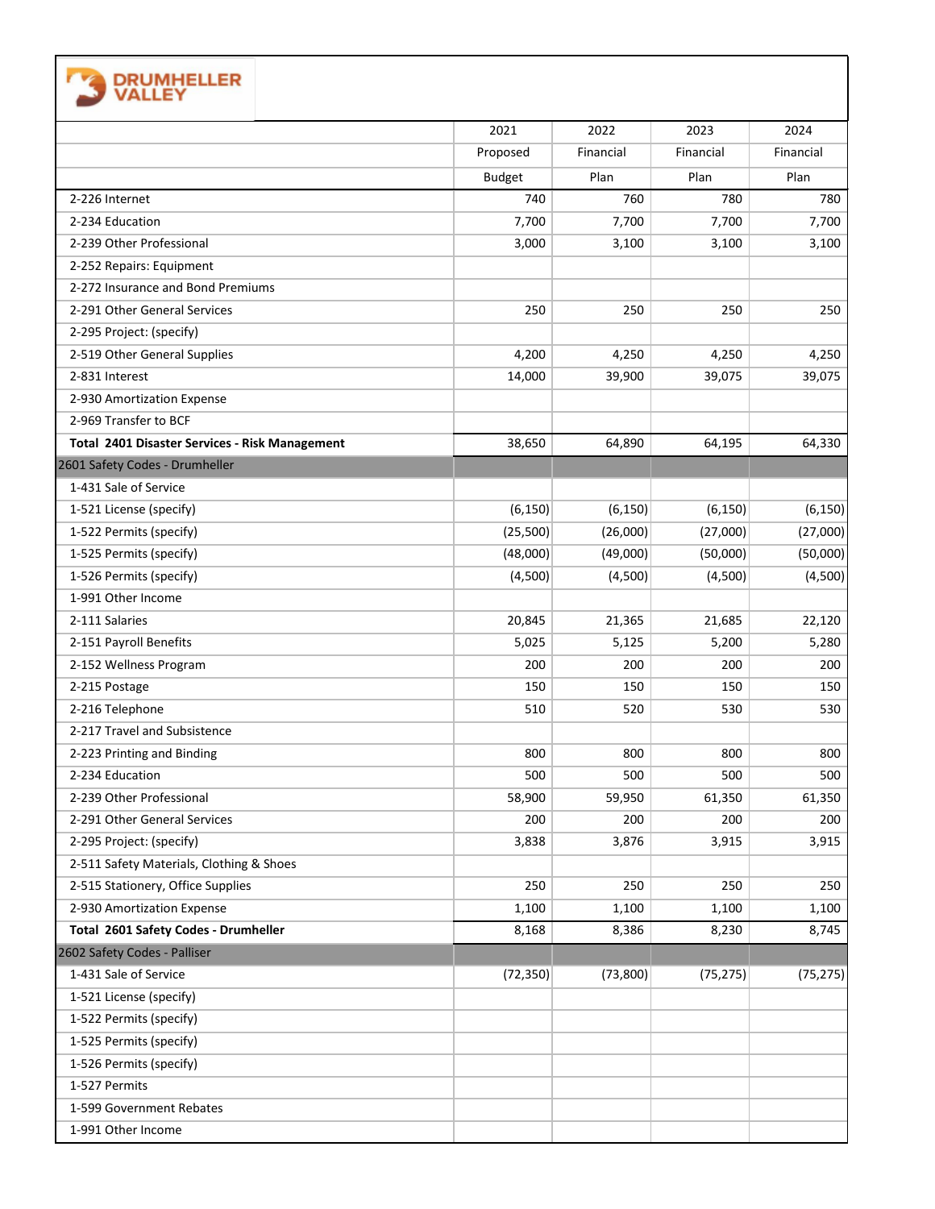**DRUMHELLER VALLEY**

| | 2021 Proposed Budget | 2022 Financial Plan | 2023 Financial Plan | 2024 Financial Plan |
|---|---|---|---|---|
| 2-226 Internet | 740 | 760 | 780 | 780 |
| 2-234 Education | 7,700 | 7,700 | 7,700 | 7,700 |
| 2-239 Other Professional | 3,000 | 3,100 | 3,100 | 3,100 |
| 2-252 Repairs: Equipment | | | | |
| 2-272 Insurance and Bond Premiums | | | | |
| 2-291 Other General Services | 250 | 250 | 250 | 250 |
| 2-295 Project: (specify) | | | | |
| 2-519 Other General Supplies | 4,200 | 4,250 | 4,250 | 4,250 |
| 2-831 Interest | 14,000 | 39,900 | 39,075 | 39,075 |
| 2-930 Amortization Expense | | | | |
| 2-969 Transfer to BCF | | | | |
| **Total 2401 Disaster Services - Risk Management** | 38,650 | 64,890 | 64,195 | 64,330 |
| 2601 Safety Codes - Drumheller | | | | |
| 1-431 Sale of Service | | | | |
| 1-521 License (specify) | (6,150) | (6,150) | (6,150) | (6,150) |
| 1-522 Permits (specify) | (25,500) | (26,000) | (27,000) | (27,000) |
| 1-525 Permits (specify) | (48,000) | (49,000) | (50,000) | (50,000) |
| 1-526 Permits (specify) | (4,500) | (4,500) | (4,500) | (4,500) |
| 1-991 Other Income | | | | |
| 2-111 Salaries | 20,845 | 21,365 | 21,685 | 22,120 |
| 2-151 Payroll Benefits | 5,025 | 5,125 | 5,200 | 5,280 |
| 2-152 Wellness Program | 200 | 200 | 200 | 200 |
| 2-215 Postage | 150 | 150 | 150 | 150 |
| 2-216 Telephone | 510 | 520 | 530 | 530 |
| 2-217 Travel and Subsistence | | | | |
| 2-223 Printing and Binding | 800 | 800 | 800 | 800 |
| 2-234 Education | 500 | 500 | 500 | 500 |
| 2-239 Other Professional | 58,900 | 59,950 | 61,350 | 61,350 |
| 2-291 Other General Services | 200 | 200 | 200 | 200 |
| 2-295 Project: (specify) | 3,838 | 3,876 | 3,915 | 3,915 |
| 2-511 Safety Materials, Clothing & Shoes | | | | |
| 2-515 Stationery, Office Supplies | 250 | 250 | 250 | 250 |
| 2-930 Amortization Expense | 1,100 | 1,100 | 1,100 | 1,100 |
| **Total 2601 Safety Codes - Drumheller** | 8,168 | 8,386 | 8,230 | 8,745 |
| 2602 Safety Codes - Palliser | | | | |
| 1-431 Sale of Service | (72,350) | (73,800) | (75,275) | (75,275) |
| 1-521 License (specify) | | | | |
| 1-522 Permits (specify) | | | | |
| 1-525 Permits (specify) | | | | |
| 1-526 Permits (specify) | | | | |
| 1-527 Permits | | | | |
| 1-599 Government Rebates | | | | |
| 1-991 Other Income | | | | |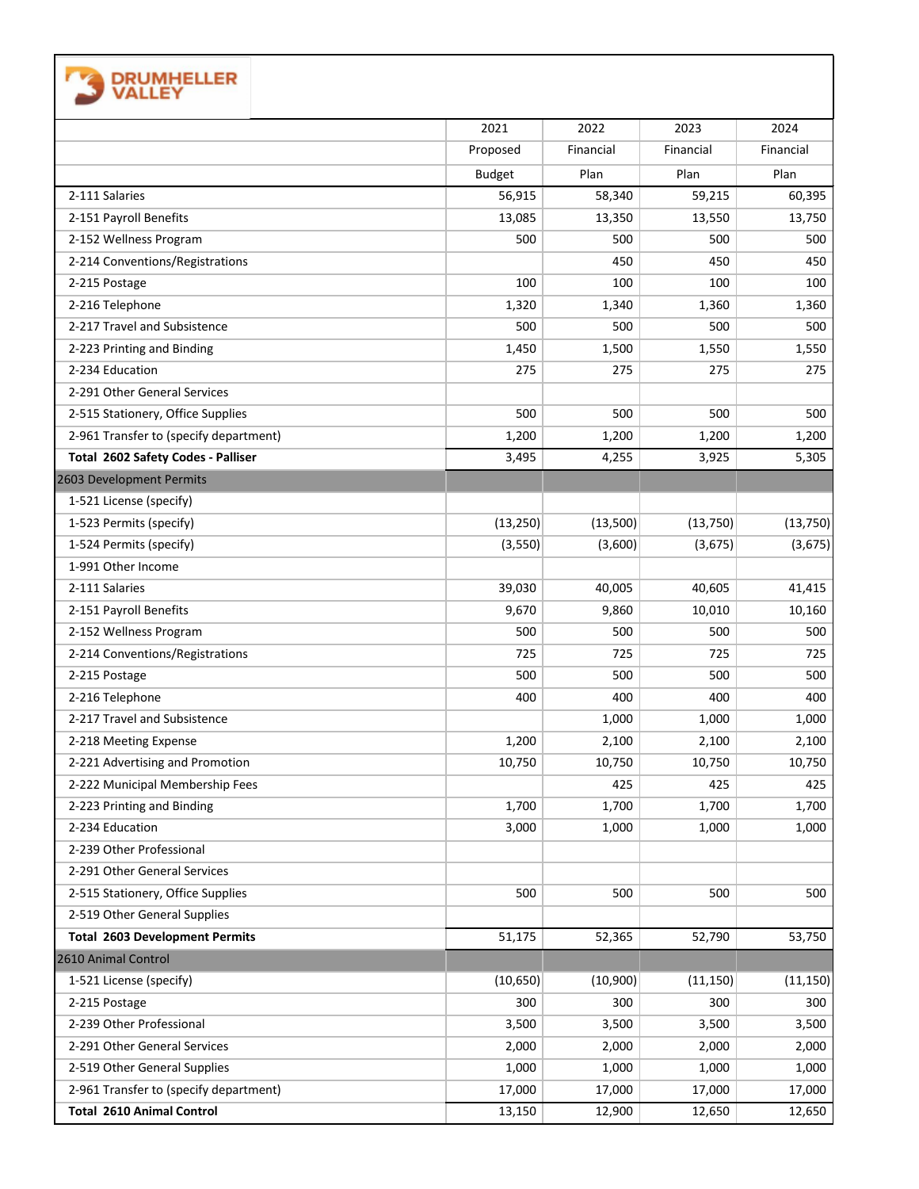**DRUMHELLER VALLEY**

| | 2021 Proposed Budget | 2022 Financial Plan | 2023 Financial Plan | 2024 Financial Plan |
|---|---|---|---|---|
| 2-111 Salaries | 56,915 | 58,340 | 59,215 | 60,395 |
| 2-151 Payroll Benefits | 13,085 | 13,350 | 13,550 | 13,750 |
| 2-152 Wellness Program | 500 | 500 | 500 | 500 |
| 2-214 Conventions/Registrations | | 450 | 450 | 450 |
| 2-215 Postage | 100 | 100 | 100 | 100 |
| 2-216 Telephone | 1,320 | 1,340 | 1,360 | 1,360 |
| 2-217 Travel and Subsistence | 500 | 500 | 500 | 500 |
| 2-223 Printing and Binding | 1,450 | 1,500 | 1,550 | 1,550 |
| 2-234 Education | 275 | 275 | 275 | 275 |
| 2-291 Other General Services | | | | |
| 2-515 Stationery, Office Supplies | 500 | 500 | 500 | 500 |
| 2-961 Transfer to (specify department) | 1,200 | 1,200 | 1,200 | 1,200 |
| **Total 2602 Safety Codes - Palliser** | 3,495 | 4,255 | 3,925 | 5,305 |
| 2603 Development Permits | | | | |
| 1-521 License (specify) | | | | |
| 1-523 Permits (specify) | (13,250) | (13,500) | (13,750) | (13,750) |
| 1-524 Permits (specify) | (3,550) | (3,600) | (3,675) | (3,675) |
| 1-991 Other Income | | | | |
| 2-111 Salaries | 39,030 | 40,005 | 40,605 | 41,415 |
| 2-151 Payroll Benefits | 9,670 | 9,860 | 10,010 | 10,160 |
| 2-152 Wellness Program | 500 | 500 | 500 | 500 |
| 2-214 Conventions/Registrations | 725 | 725 | 725 | 725 |
| 2-215 Postage | 500 | 500 | 500 | 500 |
| 2-216 Telephone | 400 | 400 | 400 | 400 |
| 2-217 Travel and Subsistence | | 1,000 | 1,000 | 1,000 |
| 2-218 Meeting Expense | 1,200 | 2,100 | 2,100 | 2,100 |
| 2-221 Advertising and Promotion | 10,750 | 10,750 | 10,750 | 10,750 |
| 2-222 Municipal Membership Fees | | 425 | 425 | 425 |
| 2-223 Printing and Binding | 1,700 | 1,700 | 1,700 | 1,700 |
| 2-234 Education | 3,000 | 1,000 | 1,000 | 1,000 |
| 2-239 Other Professional | | | | |
| 2-291 Other General Services | | | | |
| 2-515 Stationery, Office Supplies | 500 | 500 | 500 | 500 |
| 2-519 Other General Supplies | | | | |
| **Total 2603 Development Permits** | 51,175 | 52,365 | 52,790 | 53,750 |
| 2610 Animal Control | | | | |
| 1-521 License (specify) | (10,650) | (10,900) | (11,150) | (11,150) |
| 2-215 Postage | 300 | 300 | 300 | 300 |
| 2-239 Other Professional | 3,500 | 3,500 | 3,500 | 3,500 |
| 2-291 Other General Services | 2,000 | 2,000 | 2,000 | 2,000 |
| 2-519 Other General Supplies | 1,000 | 1,000 | 1,000 | 1,000 |
| 2-961 Transfer to (specify department) | 17,000 | 17,000 | 17,000 | 17,000 |
| **Total 2610 Animal Control** | 13,150 | 12,900 | 12,650 | 12,650 |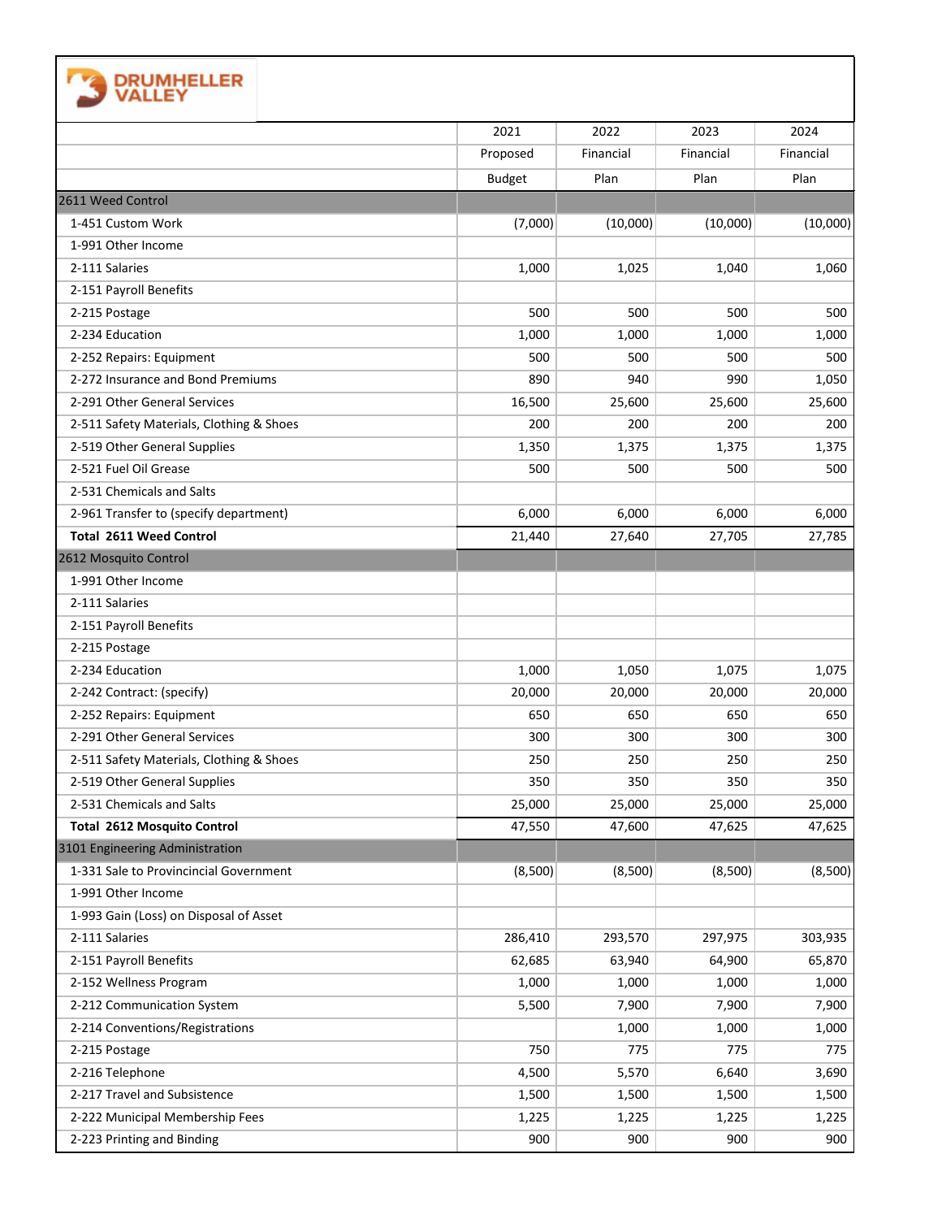**DRUMHELLER VALLEY**

| | 2021 Proposed Budget | 2022 Financial Plan | 2023 Financial Plan | 2024 Financial Plan |
|---|---|---|---|---|
| 2611 Weed Control | | | | |
| 1-451 Custom Work | (7,000) | (10,000) | (10,000) | (10,000) |
| 1-991 Other Income | | | | |
| 2-111 Salaries | 1,000 | 1,025 | 1,040 | 1,060 |
| 2-151 Payroll Benefits | | | | |
| 2-215 Postage | 500 | 500 | 500 | 500 |
| 2-234 Education | 1,000 | 1,000 | 1,000 | 1,000 |
| 2-252 Repairs: Equipment | 500 | 500 | 500 | 500 |
| 2-272 Insurance and Bond Premiums | 890 | 940 | 990 | 1,050 |
| 2-291 Other General Services | 16,500 | 25,600 | 25,600 | 25,600 |
| 2-511 Safety Materials, Clothing & Shoes | 200 | 200 | 200 | 200 |
| 2-519 Other General Supplies | 1,350 | 1,375 | 1,375 | 1,375 |
| 2-521 Fuel Oil Grease | 500 | 500 | 500 | 500 |
| 2-531 Chemicals and Salts | | | | |
| 2-961 Transfer to (specify department) | 6,000 | 6,000 | 6,000 | 6,000 |
| **Total 2611 Weed Control** | 21,440 | 27,640 | 27,705 | 27,785 |
| 2612 Mosquito Control | | | | |
| 1-991 Other Income | | | | |
| 2-111 Salaries | | | | |
| 2-151 Payroll Benefits | | | | |
| 2-215 Postage | | | | |
| 2-234 Education | 1,000 | 1,050 | 1,075 | 1,075 |
| 2-242 Contract: (specify) | 20,000 | 20,000 | 20,000 | 20,000 |
| 2-252 Repairs: Equipment | 650 | 650 | 650 | 650 |
| 2-291 Other General Services | 300 | 300 | 300 | 300 |
| 2-511 Safety Materials, Clothing & Shoes | 250 | 250 | 250 | 250 |
| 2-519 Other General Supplies | 350 | 350 | 350 | 350 |
| 2-531 Chemicals and Salts | 25,000 | 25,000 | 25,000 | 25,000 |
| **Total 2612 Mosquito Control** | 47,550 | 47,600 | 47,625 | 47,625 |
| 3101 Engineering Administration | | | | |
| 1-331 Sale to Provincincial Government | (8,500) | (8,500) | (8,500) | (8,500) |
| 1-991 Other Income | | | | |
| 1-993 Gain (Loss) on Disposal of Asset | | | | |
| 2-111 Salaries | 286,410 | 293,570 | 297,975 | 303,935 |
| 2-151 Payroll Benefits | 62,685 | 63,940 | 64,900 | 65,870 |
| 2-152 Wellness Program | 1,000 | 1,000 | 1,000 | 1,000 |
| 2-212 Communication System | 5,500 | 7,900 | 7,900 | 7,900 |
| 2-214 Conventions/Registrations | | 1,000 | 1,000 | 1,000 |
| 2-215 Postage | 750 | 775 | 775 | 775 |
| 2-216 Telephone | 4,500 | 5,570 | 6,640 | 3,690 |
| 2-217 Travel and Subsistence | 1,500 | 1,500 | 1,500 | 1,500 |
| 2-222 Municipal Membership Fees | 1,225 | 1,225 | 1,225 | 1,225 |
| 2-223 Printing and Binding | 900 | 900 | 900 | 900 |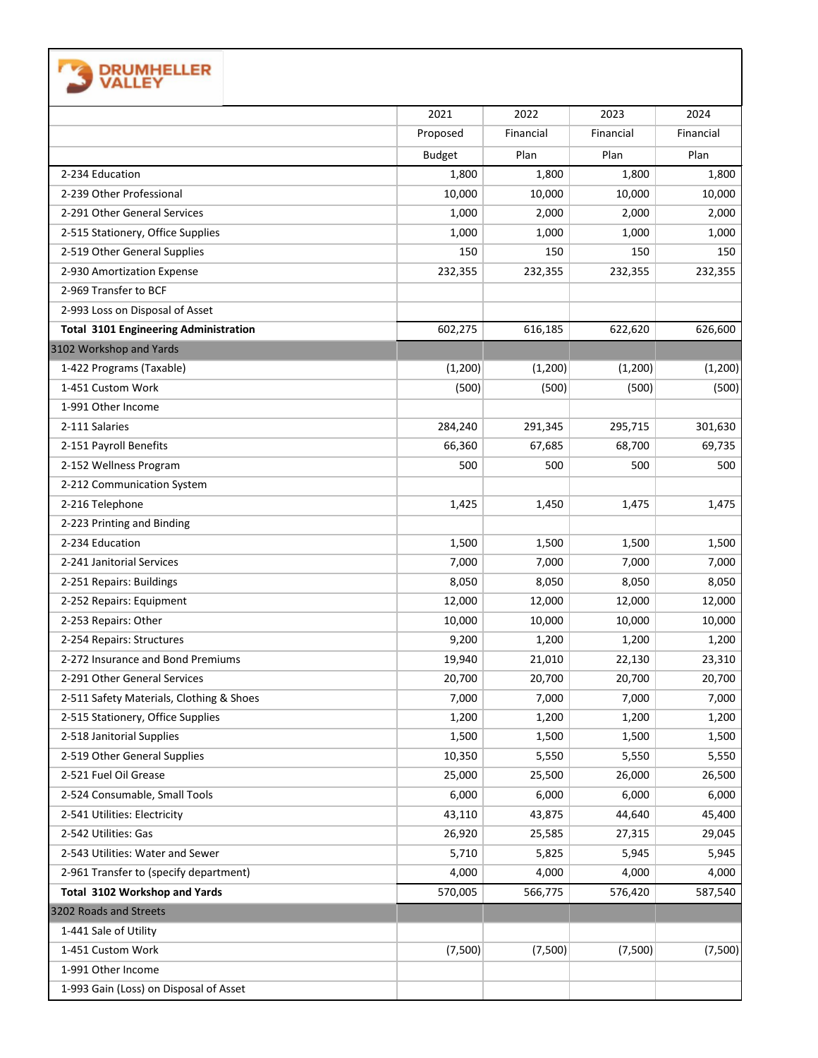DRUMHELLER VALLEY

| | 2021 Proposed Budget | 2022 Financial Plan | 2023 Financial Plan | 2024 Financial Plan |
|---|---|---|---|---|
| 2-234 Education | 1,800 | 1,800 | 1,800 | 1,800 |
| 2-239 Other Professional | 10,000 | 10,000 | 10,000 | 10,000 |
| 2-291 Other General Services | 1,000 | 2,000 | 2,000 | 2,000 |
| 2-515 Stationery, Office Supplies | 1,000 | 1,000 | 1,000 | 1,000 |
| 2-519 Other General Supplies | 150 | 150 | 150 | 150 |
| 2-930 Amortization Expense | 232,355 | 232,355 | 232,355 | 232,355 |
| 2-969 Transfer to BCF | | | | |
| 2-993 Loss on Disposal of Asset | | | | |
| **Total 3101 Engineering Administration** | 602,275 | 616,185 | 622,620 | 626,600 |
| 3102 Workshop and Yards | | | | |
| 1-422 Programs (Taxable) | (1,200) | (1,200) | (1,200) | (1,200) |
| 1-451 Custom Work | (500) | (500) | (500) | (500) |
| 1-991 Other Income | | | | |
| 2-111 Salaries | 284,240 | 291,345 | 295,715 | 301,630 |
| 2-151 Payroll Benefits | 66,360 | 67,685 | 68,700 | 69,735 |
| 2-152 Wellness Program | 500 | 500 | 500 | 500 |
| 2-212 Communication System | | | | |
| 2-216 Telephone | 1,425 | 1,450 | 1,475 | 1,475 |
| 2-223 Printing and Binding | | | | |
| 2-234 Education | 1,500 | 1,500 | 1,500 | 1,500 |
| 2-241 Janitorial Services | 7,000 | 7,000 | 7,000 | 7,000 |
| 2-251 Repairs: Buildings | 8,050 | 8,050 | 8,050 | 8,050 |
| 2-252 Repairs: Equipment | 12,000 | 12,000 | 12,000 | 12,000 |
| 2-253 Repairs: Other | 10,000 | 10,000 | 10,000 | 10,000 |
| 2-254 Repairs: Structures | 9,200 | 1,200 | 1,200 | 1,200 |
| 2-272 Insurance and Bond Premiums | 19,940 | 21,010 | 22,130 | 23,310 |
| 2-291 Other General Services | 20,700 | 20,700 | 20,700 | 20,700 |
| 2-511 Safety Materials, Clothing & Shoes | 7,000 | 7,000 | 7,000 | 7,000 |
| 2-515 Stationery, Office Supplies | 1,200 | 1,200 | 1,200 | 1,200 |
| 2-518 Janitorial Supplies | 1,500 | 1,500 | 1,500 | 1,500 |
| 2-519 Other General Supplies | 10,350 | 5,550 | 5,550 | 5,550 |
| 2-521 Fuel Oil Grease | 25,000 | 25,500 | 26,000 | 26,500 |
| 2-524 Consumable, Small Tools | 6,000 | 6,000 | 6,000 | 6,000 |
| 2-541 Utilities: Electricity | 43,110 | 43,875 | 44,640 | 45,400 |
| 2-542 Utilities: Gas | 26,920 | 25,585 | 27,315 | 29,045 |
| 2-543 Utilities: Water and Sewer | 5,710 | 5,825 | 5,945 | 5,945 |
| 2-961 Transfer to (specify department) | 4,000 | 4,000 | 4,000 | 4,000 |
| **Total 3102 Workshop and Yards** | 570,005 | 566,775 | 576,420 | 587,540 |
| 3202 Roads and Streets | | | | |
| 1-441 Sale of Utility | | | | |
| 1-451 Custom Work | (7,500) | (7,500) | (7,500) | (7,500) |
| 1-991 Other Income | | | | |
| 1-993 Gain (Loss) on Disposal of Asset | | | | |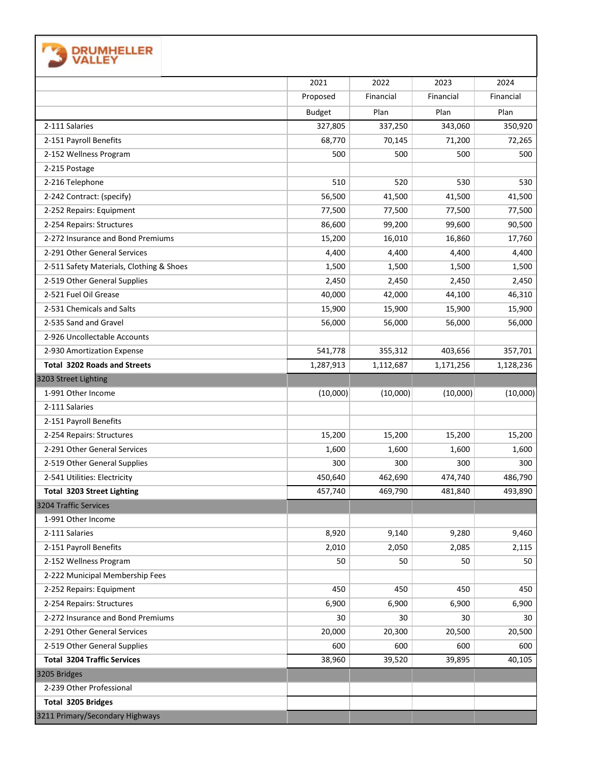DRUMHELLER VALLEY

| | 2021 Proposed Budget | 2022 Financial Plan | 2023 Financial Plan | 2024 Financial Plan |
|---|---|---|---|---|
| 2-111 Salaries | 327,805 | 337,250 | 343,060 | 350,920 |
| 2-151 Payroll Benefits | 68,770 | 70,145 | 71,200 | 72,265 |
| 2-152 Wellness Program | 500 | 500 | 500 | 500 |
| 2-215 Postage | | | | |
| 2-216 Telephone | 510 | 520 | 530 | 530 |
| 2-242 Contract: (specify) | 56,500 | 41,500 | 41,500 | 41,500 |
| 2-252 Repairs: Equipment | 77,500 | 77,500 | 77,500 | 77,500 |
| 2-254 Repairs: Structures | 86,600 | 99,200 | 99,600 | 90,500 |
| 2-272 Insurance and Bond Premiums | 15,200 | 16,010 | 16,860 | 17,760 |
| 2-291 Other General Services | 4,400 | 4,400 | 4,400 | 4,400 |
| 2-511 Safety Materials, Clothing & Shoes | 1,500 | 1,500 | 1,500 | 1,500 |
| 2-519 Other General Supplies | 2,450 | 2,450 | 2,450 | 2,450 |
| 2-521 Fuel Oil Grease | 40,000 | 42,000 | 44,100 | 46,310 |
| 2-531 Chemicals and Salts | 15,900 | 15,900 | 15,900 | 15,900 |
| 2-535 Sand and Gravel | 56,000 | 56,000 | 56,000 | 56,000 |
| 2-926 Uncollectable Accounts | | | | |
| 2-930 Amortization Expense | 541,778 | 355,312 | 403,656 | 357,701 |
| **Total 3202 Roads and Streets** | 1,287,913 | 1,112,687 | 1,171,256 | 1,128,236 |
| 3203 Street Lighting | | | | |
| 1-991 Other Income | (10,000) | (10,000) | (10,000) | (10,000) |
| 2-111 Salaries | | | | |
| 2-151 Payroll Benefits | | | | |
| 2-254 Repairs: Structures | 15,200 | 15,200 | 15,200 | 15,200 |
| 2-291 Other General Services | 1,600 | 1,600 | 1,600 | 1,600 |
| 2-519 Other General Supplies | 300 | 300 | 300 | 300 |
| 2-541 Utilities: Electricity | 450,640 | 462,690 | 474,740 | 486,790 |
| **Total 3203 Street Lighting** | 457,740 | 469,790 | 481,840 | 493,890 |
| 3204 Traffic Services | | | | |
| 1-991 Other Income | | | | |
| 2-111 Salaries | 8,920 | 9,140 | 9,280 | 9,460 |
| 2-151 Payroll Benefits | 2,010 | 2,050 | 2,085 | 2,115 |
| 2-152 Wellness Program | 50 | 50 | 50 | 50 |
| 2-222 Municipal Membership Fees | | | | |
| 2-252 Repairs: Equipment | 450 | 450 | 450 | 450 |
| 2-254 Repairs: Structures | 6,900 | 6,900 | 6,900 | 6,900 |
| 2-272 Insurance and Bond Premiums | 30 | 30 | 30 | 30 |
| 2-291 Other General Services | 20,000 | 20,300 | 20,500 | 20,500 |
| 2-519 Other General Supplies | 600 | 600 | 600 | 600 |
| **Total 3204 Traffic Services** | 38,960 | 39,520 | 39,895 | 40,105 |
| 3205 Bridges | | | | |
| 2-239 Other Professional | | | | |
| **Total 3205 Bridges** | | | | |
| 3211 Primary/Secondary Highways | | | | |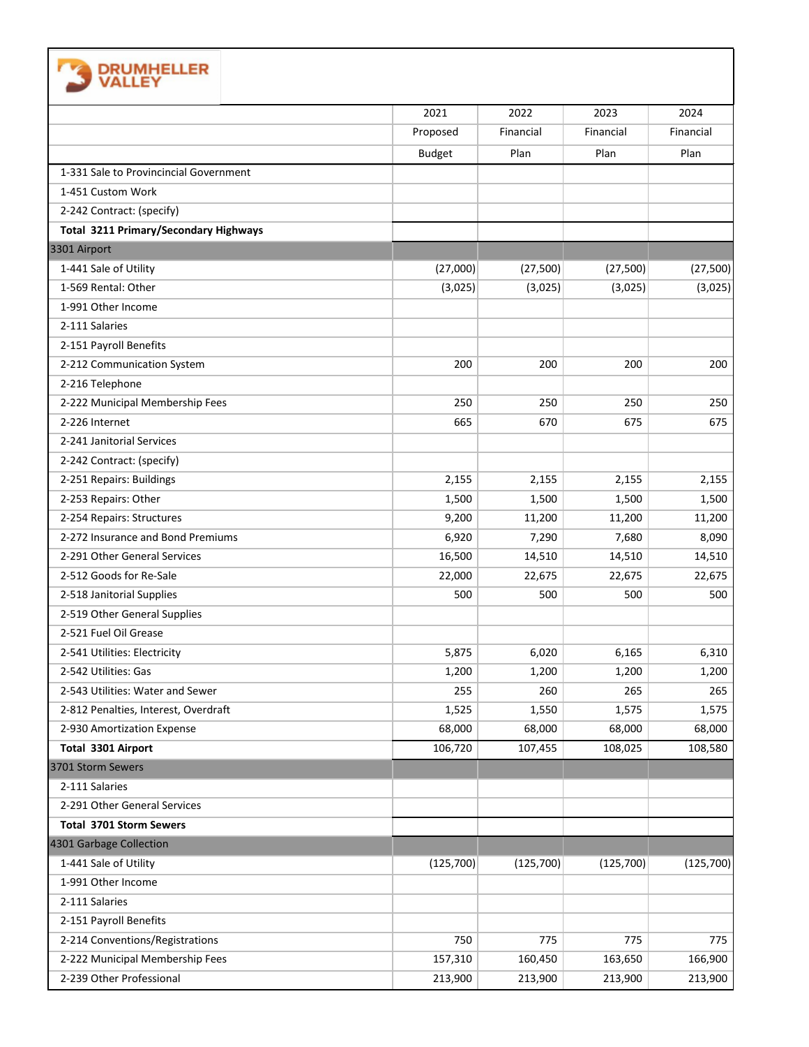**DRUMHELLER VALLEY**

| | 2021 Proposed Budget | 2022 Financial Plan | 2023 Financial Plan | 2024 Financial Plan |
|---|---|---|---|---|
| 1-331 Sale to Provincincial Government | | | | |
| 1-451 Custom Work | | | | |
| 2-242 Contract: (specify) | | | | |
| **Total 3211 Primary/Secondary Highways** | | | | |
| 3301 Airport | | | | |
| 1-441 Sale of Utility | (27,000) | (27,500) | (27,500) | (27,500) |
| 1-569 Rental: Other | (3,025) | (3,025) | (3,025) | (3,025) |
| 1-991 Other Income | | | | |
| 2-111 Salaries | | | | |
| 2-151 Payroll Benefits | | | | |
| 2-212 Communication System | 200 | 200 | 200 | 200 |
| 2-216 Telephone | | | | |
| 2-222 Municipal Membership Fees | 250 | 250 | 250 | 250 |
| 2-226 Internet | 665 | 670 | 675 | 675 |
| 2-241 Janitorial Services | | | | |
| 2-242 Contract: (specify) | | | | |
| 2-251 Repairs: Buildings | 2,155 | 2,155 | 2,155 | 2,155 |
| 2-253 Repairs: Other | 1,500 | 1,500 | 1,500 | 1,500 |
| 2-254 Repairs: Structures | 9,200 | 11,200 | 11,200 | 11,200 |
| 2-272 Insurance and Bond Premiums | 6,920 | 7,290 | 7,680 | 8,090 |
| 2-291 Other General Services | 16,500 | 14,510 | 14,510 | 14,510 |
| 2-512 Goods for Re-Sale | 22,000 | 22,675 | 22,675 | 22,675 |
| 2-518 Janitorial Supplies | 500 | 500 | 500 | 500 |
| 2-519 Other General Supplies | | | | |
| 2-521 Fuel Oil Grease | | | | |
| 2-541 Utilities: Electricity | 5,875 | 6,020 | 6,165 | 6,310 |
| 2-542 Utilities: Gas | 1,200 | 1,200 | 1,200 | 1,200 |
| 2-543 Utilities: Water and Sewer | 255 | 260 | 265 | 265 |
| 2-812 Penalties, Interest, Overdraft | 1,525 | 1,550 | 1,575 | 1,575 |
| 2-930 Amortization Expense | 68,000 | 68,000 | 68,000 | 68,000 |
| **Total 3301 Airport** | 106,720 | 107,455 | 108,025 | 108,580 |
| 3701 Storm Sewers | | | | |
| 2-111 Salaries | | | | |
| 2-291 Other General Services | | | | |
| **Total 3701 Storm Sewers** | | | | |
| 4301 Garbage Collection | | | | |
| 1-441 Sale of Utility | (125,700) | (125,700) | (125,700) | (125,700) |
| 1-991 Other Income | | | | |
| 2-111 Salaries | | | | |
| 2-151 Payroll Benefits | | | | |
| 2-214 Conventions/Registrations | 750 | 775 | 775 | 775 |
| 2-222 Municipal Membership Fees | 157,310 | 160,450 | 163,650 | 166,900 |
| 2-239 Other Professional | 213,900 | 213,900 | 213,900 | 213,900 |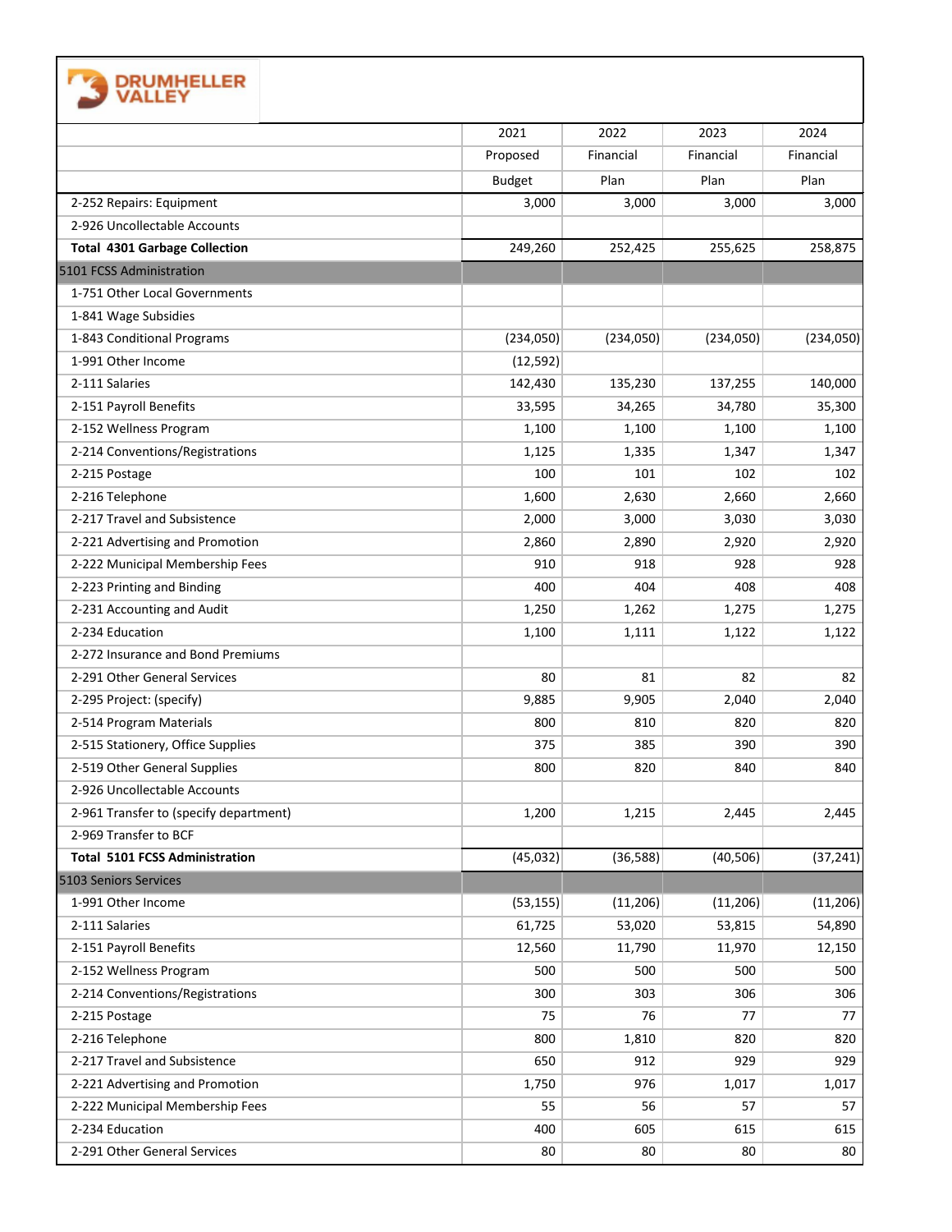| | 2021 Proposed Budget | 2022 Financial Plan | 2023 Financial Plan | 2024 Financial Plan |
|---|---|---|---|---|
| 2-252 Repairs: Equipment | 3,000 | 3,000 | 3,000 | 3,000 |
| 2-926 Uncollectable Accounts | | | | |
| **Total 4301 Garbage Collection** | 249,260 | 252,425 | 255,625 | 258,875 |
| 5101 FCSS Administration | | | | |
| 1-751 Other Local Governments | | | | |
| 1-841 Wage Subsidies | | | | |
| 1-843 Conditional Programs | (234,050) | (234,050) | (234,050) | (234,050) |
| 1-991 Other Income | (12,592) | | | |
| 2-111 Salaries | 142,430 | 135,230 | 137,255 | 140,000 |
| 2-151 Payroll Benefits | 33,595 | 34,265 | 34,780 | 35,300 |
| 2-152 Wellness Program | 1,100 | 1,100 | 1,100 | 1,100 |
| 2-214 Conventions/Registrations | 1,125 | 1,335 | 1,347 | 1,347 |
| 2-215 Postage | 100 | 101 | 102 | 102 |
| 2-216 Telephone | 1,600 | 2,630 | 2,660 | 2,660 |
| 2-217 Travel and Subsistence | 2,000 | 3,000 | 3,030 | 3,030 |
| 2-221 Advertising and Promotion | 2,860 | 2,890 | 2,920 | 2,920 |
| 2-222 Municipal Membership Fees | 910 | 918 | 928 | 928 |
| 2-223 Printing and Binding | 400 | 404 | 408 | 408 |
| 2-231 Accounting and Audit | 1,250 | 1,262 | 1,275 | 1,275 |
| 2-234 Education | 1,100 | 1,111 | 1,122 | 1,122 |
| 2-272 Insurance and Bond Premiums | | | | |
| 2-291 Other General Services | 80 | 81 | 82 | 82 |
| 2-295 Project: (specify) | 9,885 | 9,905 | 2,040 | 2,040 |
| 2-514 Program Materials | 800 | 810 | 820 | 820 |
| 2-515 Stationery, Office Supplies | 375 | 385 | 390 | 390 |
| 2-519 Other General Supplies | 800 | 820 | 840 | 840 |
| 2-926 Uncollectable Accounts | | | | |
| 2-961 Transfer to (specify department) | 1,200 | 1,215 | 2,445 | 2,445 |
| 2-969 Transfer to BCF | | | | |
| **Total 5101 FCSS Administration** | (45,032) | (36,588) | (40,506) | (37,241) |
| 5103 Seniors Services | | | | |
| 1-991 Other Income | (53,155) | (11,206) | (11,206) | (11,206) |
| 2-111 Salaries | 61,725 | 53,020 | 53,815 | 54,890 |
| 2-151 Payroll Benefits | 12,560 | 11,790 | 11,970 | 12,150 |
| 2-152 Wellness Program | 500 | 500 | 500 | 500 |
| 2-214 Conventions/Registrations | 300 | 303 | 306 | 306 |
| 2-215 Postage | 75 | 76 | 77 | 77 |
| 2-216 Telephone | 800 | 1,810 | 820 | 820 |
| 2-217 Travel and Subsistence | 650 | 912 | 929 | 929 |
| 2-221 Advertising and Promotion | 1,750 | 976 | 1,017 | 1,017 |
| 2-222 Municipal Membership Fees | 55 | 56 | 57 | 57 |
| 2-234 Education | 400 | 605 | 615 | 615 |
| 2-291 Other General Services | 80 | 80 | 80 | 80 |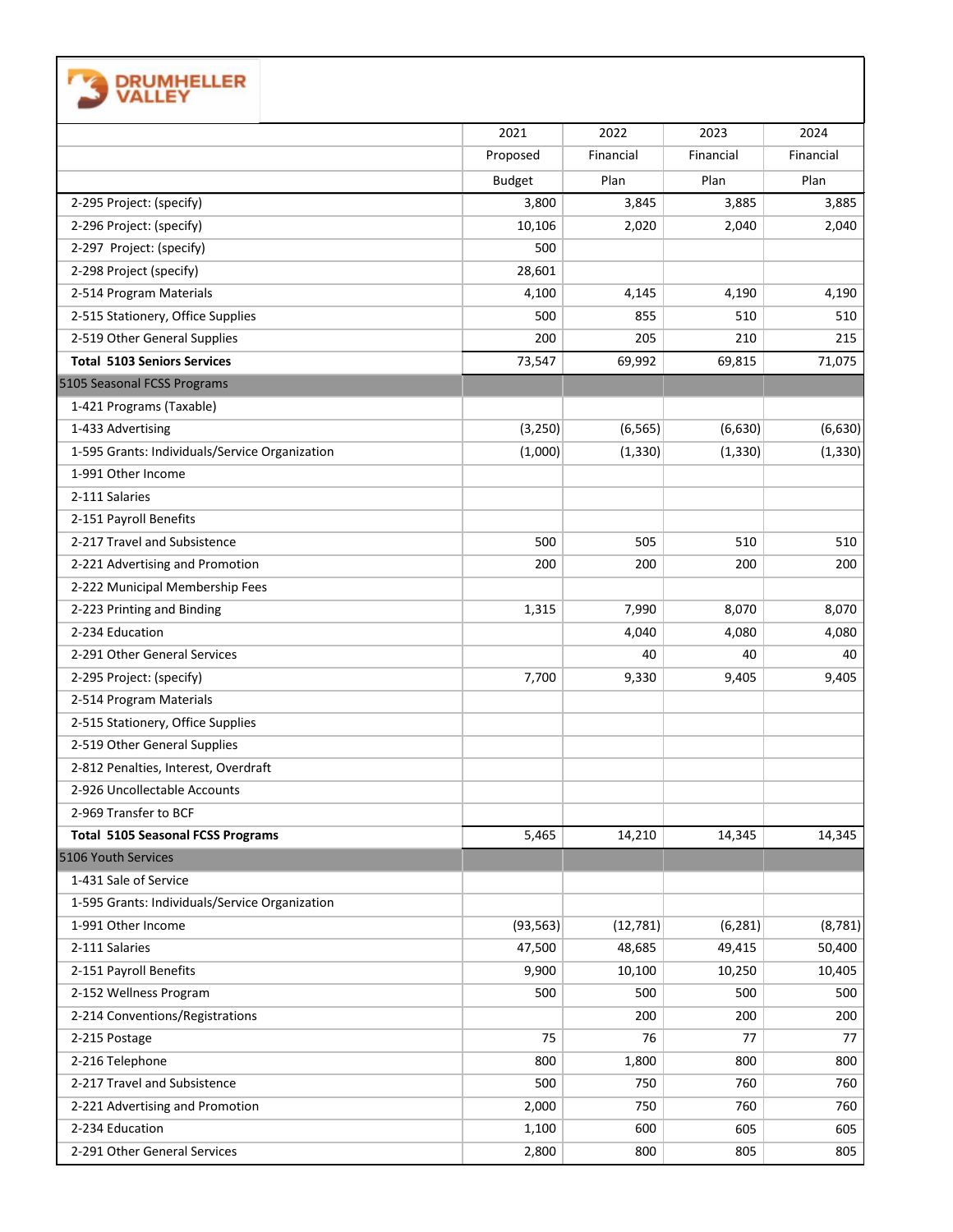| | 2021 Proposed Budget | 2022 Financial Plan | 2023 Financial Plan | 2024 Financial Plan |
|---|---|---|---|---|
| 2-295 Project: (specify) | 3,800 | 3,845 | 3,885 | 3,885 |
| 2-296 Project: (specify) | 10,106 | 2,020 | 2,040 | 2,040 |
| 2-297 Project: (specify) | 500 | | | |
| 2-298 Project (specify) | 28,601 | | | |
| 2-514 Program Materials | 4,100 | 4,145 | 4,190 | 4,190 |
| 2-515 Stationery, Office Supplies | 500 | 855 | 510 | 510 |
| 2-519 Other General Supplies | 200 | 205 | 210 | 215 |
| **Total 5103 Seniors Services** | 73,547 | 69,992 | 69,815 | 71,075 |
| 5105 Seasonal FCSS Programs | | | | |
| 1-421 Programs (Taxable) | | | | |
| 1-433 Advertising | (3,250) | (6,565) | (6,630) | (6,630) |
| 1-595 Grants: Individuals/Service Organization | (1,000) | (1,330) | (1,330) | (1,330) |
| 1-991 Other Income | | | | |
| 2-111 Salaries | | | | |
| 2-151 Payroll Benefits | | | | |
| 2-217 Travel and Subsistence | 500 | 505 | 510 | 510 |
| 2-221 Advertising and Promotion | 200 | 200 | 200 | 200 |
| 2-222 Municipal Membership Fees | | | | |
| 2-223 Printing and Binding | 1,315 | 7,990 | 8,070 | 8,070 |
| 2-234 Education | | 4,040 | 4,080 | 4,080 |
| 2-291 Other General Services | | 40 | 40 | 40 |
| 2-295 Project: (specify) | 7,700 | 9,330 | 9,405 | 9,405 |
| 2-514 Program Materials | | | | |
| 2-515 Stationery, Office Supplies | | | | |
| 2-519 Other General Supplies | | | | |
| 2-812 Penalties, Interest, Overdraft | | | | |
| 2-926 Uncollectable Accounts | | | | |
| 2-969 Transfer to BCF | | | | |
| **Total 5105 Seasonal FCSS Programs** | 5,465 | 14,210 | 14,345 | 14,345 |
| 5106 Youth Services | | | | |
| 1-431 Sale of Service | | | | |
| 1-595 Grants: Individuals/Service Organization | | | | |
| 1-991 Other Income | (93,563) | (12,781) | (6,281) | (8,781) |
| 2-111 Salaries | 47,500 | 48,685 | 49,415 | 50,400 |
| 2-151 Payroll Benefits | 9,900 | 10,100 | 10,250 | 10,405 |
| 2-152 Wellness Program | 500 | 500 | 500 | 500 |
| 2-214 Conventions/Registrations | | 200 | 200 | 200 |
| 2-215 Postage | 75 | 76 | 77 | 77 |
| 2-216 Telephone | 800 | 1,800 | 800 | 800 |
| 2-217 Travel and Subsistence | 500 | 750 | 760 | 760 |
| 2-221 Advertising and Promotion | 2,000 | 750 | 760 | 760 |
| 2-234 Education | 1,100 | 600 | 605 | 605 |
| 2-291 Other General Services | 2,800 | 800 | 805 | 805 |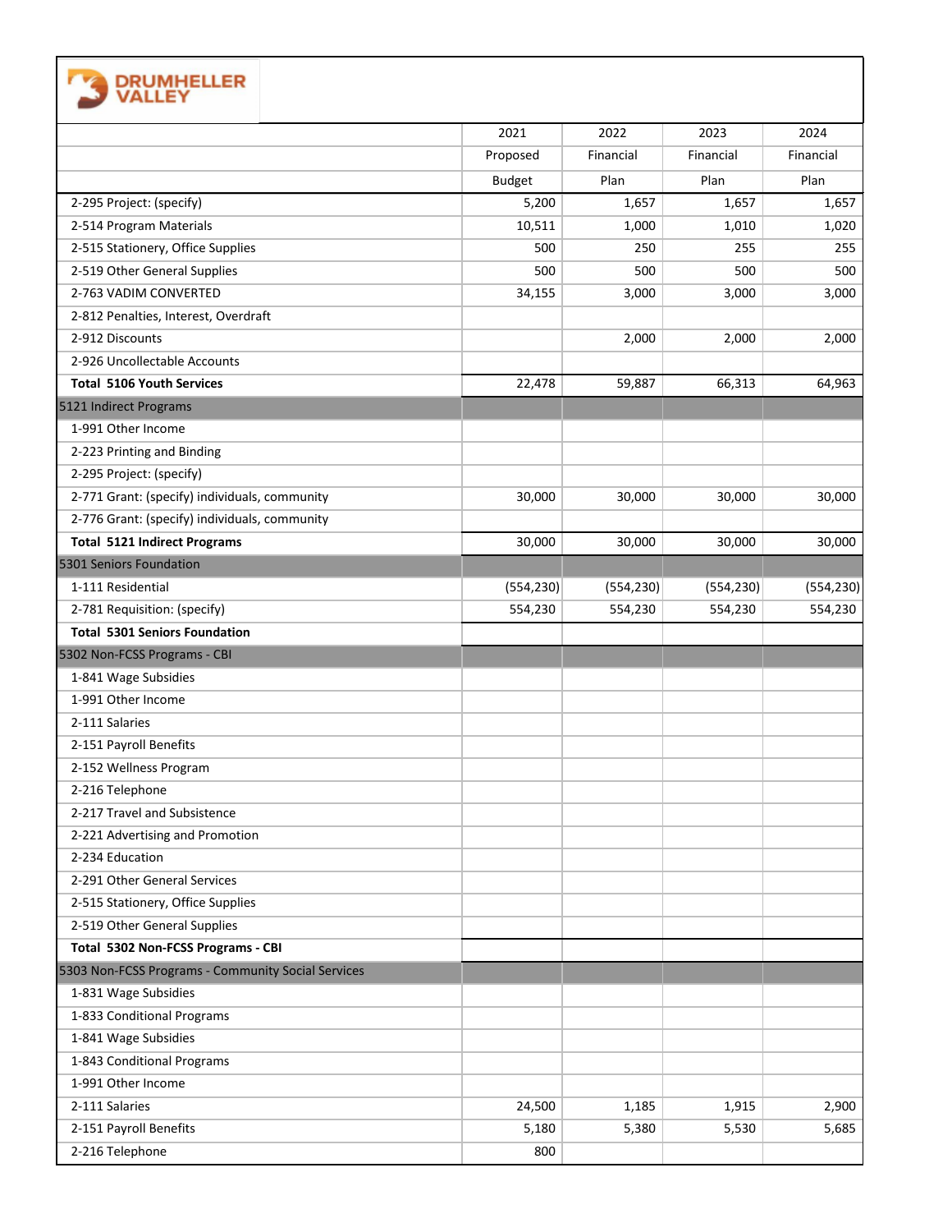DRUMHELLER VALLEY

| | 2021 Proposed Budget | 2022 Financial Plan | 2023 Financial Plan | 2024 Financial Plan |
|---|---|---|---|---|
| 2-295 Project: (specify) | 5,200 | 1,657 | 1,657 | 1,657 |
| 2-514 Program Materials | 10,511 | 1,000 | 1,010 | 1,020 |
| 2-515 Stationery, Office Supplies | 500 | 250 | 255 | 255 |
| 2-519 Other General Supplies | 500 | 500 | 500 | 500 |
| 2-763 VADIM CONVERTED | 34,155 | 3,000 | 3,000 | 3,000 |
| 2-812 Penalties, Interest, Overdraft | | | | |
| 2-912 Discounts | | 2,000 | 2,000 | 2,000 |
| 2-926 Uncollectable Accounts | | | | |
| **Total 5106 Youth Services** | 22,478 | 59,887 | 66,313 | 64,963 |
| 5121 Indirect Programs | | | | |
| 1-991 Other Income | | | | |
| 2-223 Printing and Binding | | | | |
| 2-295 Project: (specify) | | | | |
| 2-771 Grant: (specify) individuals, community | 30,000 | 30,000 | 30,000 | 30,000 |
| 2-776 Grant: (specify) individuals, community | | | | |
| **Total 5121 Indirect Programs** | 30,000 | 30,000 | 30,000 | 30,000 |
| 5301 Seniors Foundation | | | | |
| 1-111 Residential | (554,230) | (554,230) | (554,230) | (554,230) |
| 2-781 Requisition: (specify) | 554,230 | 554,230 | 554,230 | 554,230 |
| **Total 5301 Seniors Foundation** | | | | |
| 5302 Non-FCSS Programs - CBI | | | | |
| 1-841 Wage Subsidies | | | | |
| 1-991 Other Income | | | | |
| 2-111 Salaries | | | | |
| 2-151 Payroll Benefits | | | | |
| 2-152 Wellness Program | | | | |
| 2-216 Telephone | | | | |
| 2-217 Travel and Subsistence | | | | |
| 2-221 Advertising and Promotion | | | | |
| 2-234 Education | | | | |
| 2-291 Other General Services | | | | |
| 2-515 Stationery, Office Supplies | | | | |
| 2-519 Other General Supplies | | | | |
| **Total 5302 Non-FCSS Programs - CBI** | | | | |
| 5303 Non-FCSS Programs - Community Social Services | | | | |
| 1-831 Wage Subsidies | | | | |
| 1-833 Conditional Programs | | | | |
| 1-841 Wage Subsidies | | | | |
| 1-843 Conditional Programs | | | | |
| 1-991 Other Income | | | | |
| 2-111 Salaries | 24,500 | 1,185 | 1,915 | 2,900 |
| 2-151 Payroll Benefits | 5,180 | 5,380 | 5,530 | 5,685 |
| 2-216 Telephone | 800 | | | |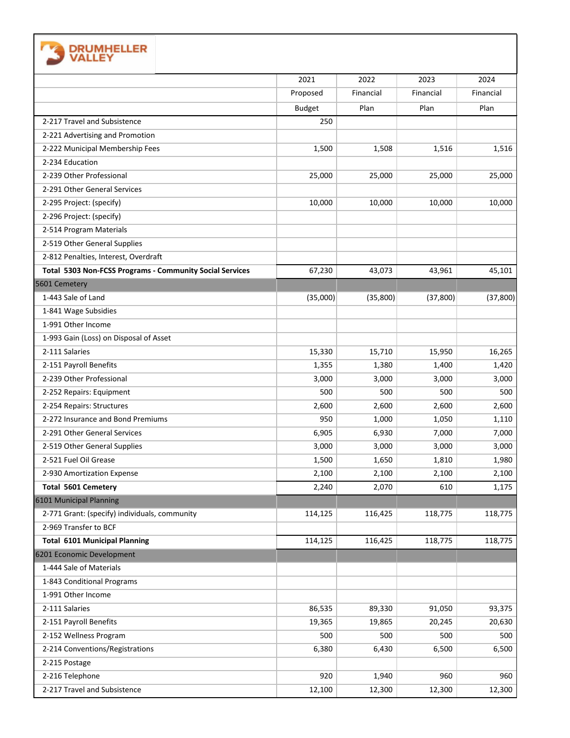**DRUMHELLER VALLEY**

| | 2021 Proposed Budget | 2022 Financial Plan | 2023 Financial Plan | 2024 Financial Plan |
|---|---|---|---|---|
| 2-217 Travel and Subsistence | 250 | | | |
| 2-221 Advertising and Promotion | | | | |
| 2-222 Municipal Membership Fees | 1,500 | 1,508 | 1,516 | 1,516 |
| 2-234 Education | | | | |
| 2-239 Other Professional | 25,000 | 25,000 | 25,000 | 25,000 |
| 2-291 Other General Services | | | | |
| 2-295 Project: (specify) | 10,000 | 10,000 | 10,000 | 10,000 |
| 2-296 Project: (specify) | | | | |
| 2-514 Program Materials | | | | |
| 2-519 Other General Supplies | | | | |
| 2-812 Penalties, Interest, Overdraft | | | | |
| **Total 5303 Non-FCSS Programs - Community Social Services** | 67,230 | 43,073 | 43,961 | 45,101 |
| 5601 Cemetery | | | | |
| 1-443 Sale of Land | (35,000) | (35,800) | (37,800) | (37,800) |
| 1-841 Wage Subsidies | | | | |
| 1-991 Other Income | | | | |
| 1-993 Gain (Loss) on Disposal of Asset | | | | |
| 2-111 Salaries | 15,330 | 15,710 | 15,950 | 16,265 |
| 2-151 Payroll Benefits | 1,355 | 1,380 | 1,400 | 1,420 |
| 2-239 Other Professional | 3,000 | 3,000 | 3,000 | 3,000 |
| 2-252 Repairs: Equipment | 500 | 500 | 500 | 500 |
| 2-254 Repairs: Structures | 2,600 | 2,600 | 2,600 | 2,600 |
| 2-272 Insurance and Bond Premiums | 950 | 1,000 | 1,050 | 1,110 |
| 2-291 Other General Services | 6,905 | 6,930 | 7,000 | 7,000 |
| 2-519 Other General Supplies | 3,000 | 3,000 | 3,000 | 3,000 |
| 2-521 Fuel Oil Grease | 1,500 | 1,650 | 1,810 | 1,980 |
| 2-930 Amortization Expense | 2,100 | 2,100 | 2,100 | 2,100 |
| **Total 5601 Cemetery** | 2,240 | 2,070 | 610 | 1,175 |
| 6101 Municipal Planning | | | | |
| 2-771 Grant: (specify) individuals, community | 114,125 | 116,425 | 118,775 | 118,775 |
| 2-969 Transfer to BCF | | | | |
| **Total 6101 Municipal Planning** | 114,125 | 116,425 | 118,775 | 118,775 |
| 6201 Economic Development | | | | |
| 1-444 Sale of Materials | | | | |
| 1-843 Conditional Programs | | | | |
| 1-991 Other Income | | | | |
| 2-111 Salaries | 86,535 | 89,330 | 91,050 | 93,375 |
| 2-151 Payroll Benefits | 19,365 | 19,865 | 20,245 | 20,630 |
| 2-152 Wellness Program | 500 | 500 | 500 | 500 |
| 2-214 Conventions/Registrations | 6,380 | 6,430 | 6,500 | 6,500 |
| 2-215 Postage | | | | |
| 2-216 Telephone | 920 | 1,940 | 960 | 960 |
| 2-217 Travel and Subsistence | 12,100 | 12,300 | 12,300 | 12,300 |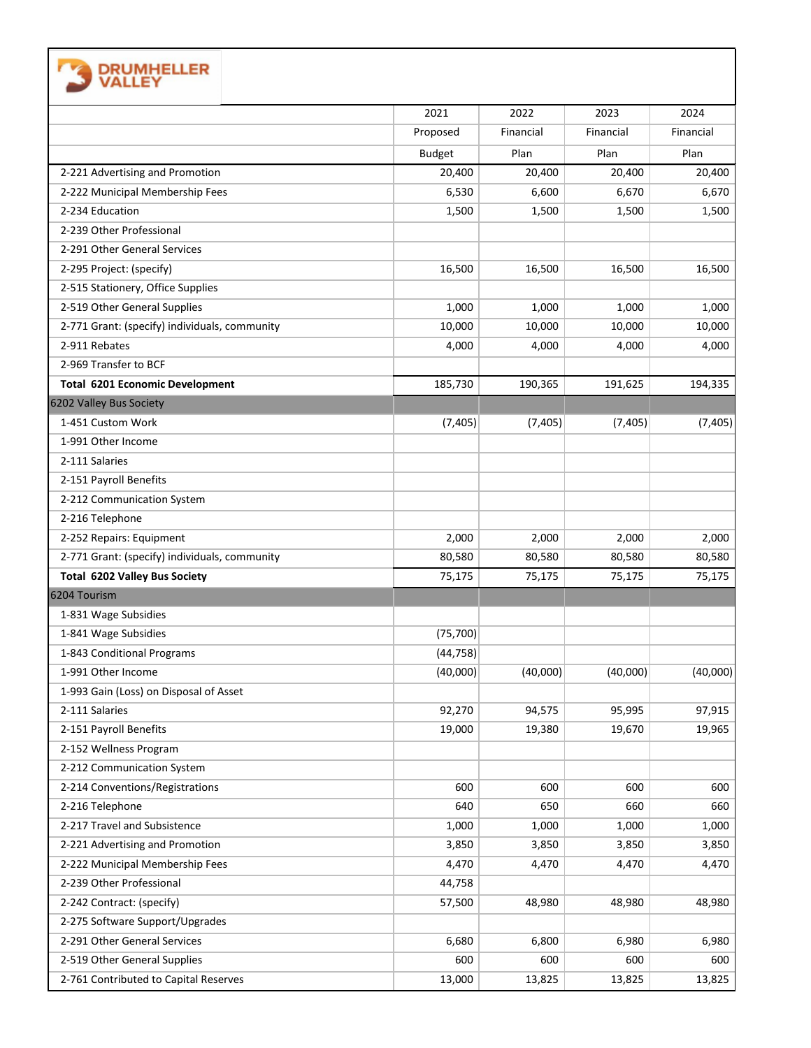**DRUMHELLER VALLEY**

| | 2021 Proposed Budget | 2022 Financial Plan | 2023 Financial Plan | 2024 Financial Plan |
|---|---|---|---|---|
| 2-221 Advertising and Promotion | 20,400 | 20,400 | 20,400 | 20,400 |
| 2-222 Municipal Membership Fees | 6,530 | 6,600 | 6,670 | 6,670 |
| 2-234 Education | 1,500 | 1,500 | 1,500 | 1,500 |
| 2-239 Other Professional | | | | |
| 2-291 Other General Services | | | | |
| 2-295 Project: (specify) | 16,500 | 16,500 | 16,500 | 16,500 |
| 2-515 Stationery, Office Supplies | | | | |
| 2-519 Other General Supplies | 1,000 | 1,000 | 1,000 | 1,000 |
| 2-771 Grant: (specify) individuals, community | 10,000 | 10,000 | 10,000 | 10,000 |
| 2-911 Rebates | 4,000 | 4,000 | 4,000 | 4,000 |
| 2-969 Transfer to BCF | | | | |
| **Total 6201 Economic Development** | 185,730 | 190,365 | 191,625 | 194,335 |
| 6202 Valley Bus Society | | | | |
| 1-451 Custom Work | (7,405) | (7,405) | (7,405) | (7,405) |
| 1-991 Other Income | | | | |
| 2-111 Salaries | | | | |
| 2-151 Payroll Benefits | | | | |
| 2-212 Communication System | | | | |
| 2-216 Telephone | | | | |
| 2-252 Repairs: Equipment | 2,000 | 2,000 | 2,000 | 2,000 |
| 2-771 Grant: (specify) individuals, community | 80,580 | 80,580 | 80,580 | 80,580 |
| **Total 6202 Valley Bus Society** | 75,175 | 75,175 | 75,175 | 75,175 |
| 6204 Tourism | | | | |
| 1-831 Wage Subsidies | | | | |
| 1-841 Wage Subsidies | (75,700) | | | |
| 1-843 Conditional Programs | (44,758) | | | |
| 1-991 Other Income | (40,000) | (40,000) | (40,000) | (40,000) |
| 1-993 Gain (Loss) on Disposal of Asset | | | | |
| 2-111 Salaries | 92,270 | 94,575 | 95,995 | 97,915 |
| 2-151 Payroll Benefits | 19,000 | 19,380 | 19,670 | 19,965 |
| 2-152 Wellness Program | | | | |
| 2-212 Communication System | | | | |
| 2-214 Conventions/Registrations | 600 | 600 | 600 | 600 |
| 2-216 Telephone | 640 | 650 | 660 | 660 |
| 2-217 Travel and Subsistence | 1,000 | 1,000 | 1,000 | 1,000 |
| 2-221 Advertising and Promotion | 3,850 | 3,850 | 3,850 | 3,850 |
| 2-222 Municipal Membership Fees | 4,470 | 4,470 | 4,470 | 4,470 |
| 2-239 Other Professional | 44,758 | | | |
| 2-242 Contract: (specify) | 57,500 | 48,980 | 48,980 | 48,980 |
| 2-275 Software Support/Upgrades | | | | |
| 2-291 Other General Services | 6,680 | 6,800 | 6,980 | 6,980 |
| 2-519 Other General Supplies | 600 | 600 | 600 | 600 |
| 2-761 Contributed to Capital Reserves | 13,000 | 13,825 | 13,825 | 13,825 |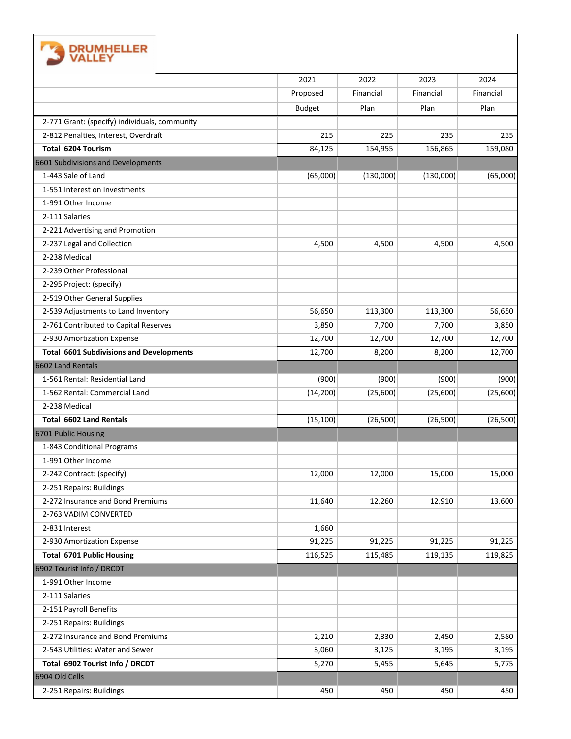**DRUMHELLER VALLEY**

| | 2021 Proposed Budget | 2022 Financial Plan | 2023 Financial Plan | 2024 Financial Plan |
|---|---|---|---|---|
| 2-771 Grant: (specify) individuals, community | | | | |
| 2-812 Penalties, Interest, Overdraft | 215 | 225 | 235 | 235 |
| **Total 6204 Tourism** | 84,125 | 154,955 | 156,865 | 159,080 |
| 6601 Subdivisions and Developments | | | | |
| 1-443 Sale of Land | (65,000) | (130,000) | (130,000) | (65,000) |
| 1-551 Interest on Investments | | | | |
| 1-991 Other Income | | | | |
| 2-111 Salaries | | | | |
| 2-221 Advertising and Promotion | | | | |
| 2-237 Legal and Collection | 4,500 | 4,500 | 4,500 | 4,500 |
| 2-238 Medical | | | | |
| 2-239 Other Professional | | | | |
| 2-295 Project: (specify) | | | | |
| 2-519 Other General Supplies | | | | |
| 2-539 Adjustments to Land Inventory | 56,650 | 113,300 | 113,300 | 56,650 |
| 2-761 Contributed to Capital Reserves | 3,850 | 7,700 | 7,700 | 3,850 |
| 2-930 Amortization Expense | 12,700 | 12,700 | 12,700 | 12,700 |
| **Total 6601 Subdivisions and Developments** | 12,700 | 8,200 | 8,200 | 12,700 |
| 6602 Land Rentals | | | | |
| 1-561 Rental: Residential Land | (900) | (900) | (900) | (900) |
| 1-562 Rental: Commercial Land | (14,200) | (25,600) | (25,600) | (25,600) |
| 2-238 Medical | | | | |
| **Total 6602 Land Rentals** | (15,100) | (26,500) | (26,500) | (26,500) |
| 6701 Public Housing | | | | |
| 1-843 Conditional Programs | | | | |
| 1-991 Other Income | | | | |
| 2-242 Contract: (specify) | 12,000 | 12,000 | 15,000 | 15,000 |
| 2-251 Repairs: Buildings | | | | |
| 2-272 Insurance and Bond Premiums | 11,640 | 12,260 | 12,910 | 13,600 |
| 2-763 VADIM CONVERTED | | | | |
| 2-831 Interest | 1,660 | | | |
| 2-930 Amortization Expense | 91,225 | 91,225 | 91,225 | 91,225 |
| **Total 6701 Public Housing** | 116,525 | 115,485 | 119,135 | 119,825 |
| 6902 Tourist Info / DRCDT | | | | |
| 1-991 Other Income | | | | |
| 2-111 Salaries | | | | |
| 2-151 Payroll Benefits | | | | |
| 2-251 Repairs: Buildings | | | | |
| 2-272 Insurance and Bond Premiums | 2,210 | 2,330 | 2,450 | 2,580 |
| 2-543 Utilities: Water and Sewer | 3,060 | 3,125 | 3,195 | 3,195 |
| **Total 6902 Tourist Info / DRCDT** | 5,270 | 5,455 | 5,645 | 5,775 |
| 6904 Old Cells | | | | |
| 2-251 Repairs: Buildings | 450 | 450 | 450 | 450 |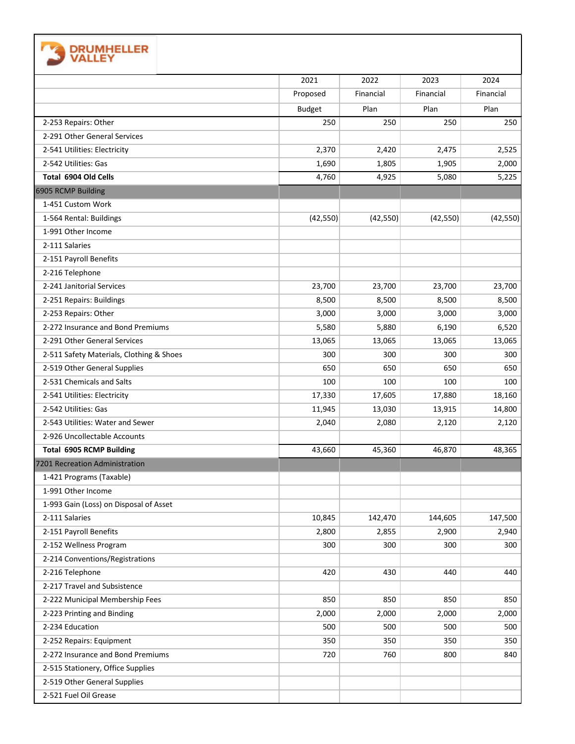**DRUMHELLER VALLEY**

| | 2021 Proposed Budget | 2022 Financial Plan | 2023 Financial Plan | 2024 Financial Plan |
|---|---|---|---|---|
| 2-253 Repairs: Other | 250 | 250 | 250 | 250 |
| 2-291 Other General Services | | | | |
| 2-541 Utilities: Electricity | 2,370 | 2,420 | 2,475 | 2,525 |
| 2-542 Utilities: Gas | 1,690 | 1,805 | 1,905 | 2,000 |
| **Total 6904 Old Cells** | 4,760 | 4,925 | 5,080 | 5,225 |
| 6905 RCMP Building | | | | |
| 1-451 Custom Work | | | | |
| 1-564 Rental: Buildings | (42,550) | (42,550) | (42,550) | (42,550) |
| 1-991 Other Income | | | | |
| 2-111 Salaries | | | | |
| 2-151 Payroll Benefits | | | | |
| 2-216 Telephone | | | | |
| 2-241 Janitorial Services | 23,700 | 23,700 | 23,700 | 23,700 |
| 2-251 Repairs: Buildings | 8,500 | 8,500 | 8,500 | 8,500 |
| 2-253 Repairs: Other | 3,000 | 3,000 | 3,000 | 3,000 |
| 2-272 Insurance and Bond Premiums | 5,580 | 5,880 | 6,190 | 6,520 |
| 2-291 Other General Services | 13,065 | 13,065 | 13,065 | 13,065 |
| 2-511 Safety Materials, Clothing & Shoes | 300 | 300 | 300 | 300 |
| 2-519 Other General Supplies | 650 | 650 | 650 | 650 |
| 2-531 Chemicals and Salts | 100 | 100 | 100 | 100 |
| 2-541 Utilities: Electricity | 17,330 | 17,605 | 17,880 | 18,160 |
| 2-542 Utilities: Gas | 11,945 | 13,030 | 13,915 | 14,800 |
| 2-543 Utilities: Water and Sewer | 2,040 | 2,080 | 2,120 | 2,120 |
| 2-926 Uncollectable Accounts | | | | |
| **Total 6905 RCMP Building** | 43,660 | 45,360 | 46,870 | 48,365 |
| 7201 Recreation Administration | | | | |
| 1-421 Programs (Taxable) | | | | |
| 1-991 Other Income | | | | |
| 1-993 Gain (Loss) on Disposal of Asset | | | | |
| 2-111 Salaries | 10,845 | 142,470 | 144,605 | 147,500 |
| 2-151 Payroll Benefits | 2,800 | 2,855 | 2,900 | 2,940 |
| 2-152 Wellness Program | 300 | 300 | 300 | 300 |
| 2-214 Conventions/Registrations | | | | |
| 2-216 Telephone | 420 | 430 | 440 | 440 |
| 2-217 Travel and Subsistence | | | | |
| 2-222 Municipal Membership Fees | 850 | 850 | 850 | 850 |
| 2-223 Printing and Binding | 2,000 | 2,000 | 2,000 | 2,000 |
| 2-234 Education | 500 | 500 | 500 | 500 |
| 2-252 Repairs: Equipment | 350 | 350 | 350 | 350 |
| 2-272 Insurance and Bond Premiums | 720 | 760 | 800 | 840 |
| 2-515 Stationery, Office Supplies | | | | |
| 2-519 Other General Supplies | | | | |
| 2-521 Fuel Oil Grease | | | | |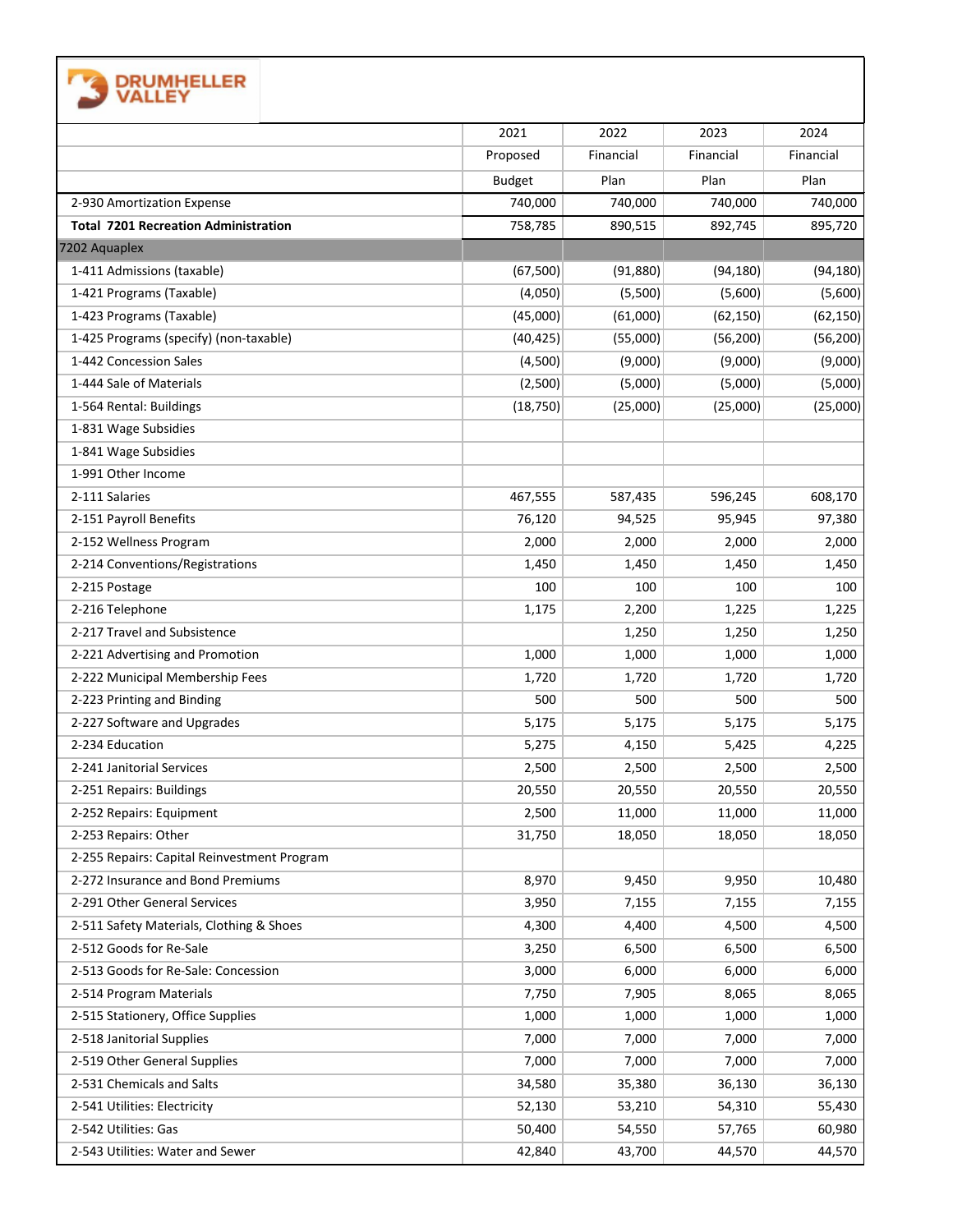DRUMHELLER VALLEY

| | 2021 Proposed Budget | 2022 Financial Plan | 2023 Financial Plan | 2024 Financial Plan |
|---|---|---|---|---|
| 2-930 Amortization Expense | 740,000 | 740,000 | 740,000 | 740,000 |
| **Total 7201 Recreation Administration** | 758,785 | 890,515 | 892,745 | 895,720 |
| 7202 Aquaplex | | | | |
| 1-411 Admissions (taxable) | (67,500) | (91,880) | (94,180) | (94,180) |
| 1-421 Programs (Taxable) | (4,050) | (5,500) | (5,600) | (5,600) |
| 1-423 Programs (Taxable) | (45,000) | (61,000) | (62,150) | (62,150) |
| 1-425 Programs (specify) (non-taxable) | (40,425) | (55,000) | (56,200) | (56,200) |
| 1-442 Concession Sales | (4,500) | (9,000) | (9,000) | (9,000) |
| 1-444 Sale of Materials | (2,500) | (5,000) | (5,000) | (5,000) |
| 1-564 Rental: Buildings | (18,750) | (25,000) | (25,000) | (25,000) |
| 1-831 Wage Subsidies | | | | |
| 1-841 Wage Subsidies | | | | |
| 1-991 Other Income | | | | |
| 2-111 Salaries | 467,555 | 587,435 | 596,245 | 608,170 |
| 2-151 Payroll Benefits | 76,120 | 94,525 | 95,945 | 97,380 |
| 2-152 Wellness Program | 2,000 | 2,000 | 2,000 | 2,000 |
| 2-214 Conventions/Registrations | 1,450 | 1,450 | 1,450 | 1,450 |
| 2-215 Postage | 100 | 100 | 100 | 100 |
| 2-216 Telephone | 1,175 | 2,200 | 1,225 | 1,225 |
| 2-217 Travel and Subsistence | | 1,250 | 1,250 | 1,250 |
| 2-221 Advertising and Promotion | 1,000 | 1,000 | 1,000 | 1,000 |
| 2-222 Municipal Membership Fees | 1,720 | 1,720 | 1,720 | 1,720 |
| 2-223 Printing and Binding | 500 | 500 | 500 | 500 |
| 2-227 Software and Upgrades | 5,175 | 5,175 | 5,175 | 5,175 |
| 2-234 Education | 5,275 | 4,150 | 5,425 | 4,225 |
| 2-241 Janitorial Services | 2,500 | 2,500 | 2,500 | 2,500 |
| 2-251 Repairs: Buildings | 20,550 | 20,550 | 20,550 | 20,550 |
| 2-252 Repairs: Equipment | 2,500 | 11,000 | 11,000 | 11,000 |
| 2-253 Repairs: Other | 31,750 | 18,050 | 18,050 | 18,050 |
| 2-255 Repairs: Capital Reinvestment Program | | | | |
| 2-272 Insurance and Bond Premiums | 8,970 | 9,450 | 9,950 | 10,480 |
| 2-291 Other General Services | 3,950 | 7,155 | 7,155 | 7,155 |
| 2-511 Safety Materials, Clothing & Shoes | 4,300 | 4,400 | 4,500 | 4,500 |
| 2-512 Goods for Re-Sale | 3,250 | 6,500 | 6,500 | 6,500 |
| 2-513 Goods for Re-Sale: Concession | 3,000 | 6,000 | 6,000 | 6,000 |
| 2-514 Program Materials | 7,750 | 7,905 | 8,065 | 8,065 |
| 2-515 Stationery, Office Supplies | 1,000 | 1,000 | 1,000 | 1,000 |
| 2-518 Janitorial Supplies | 7,000 | 7,000 | 7,000 | 7,000 |
| 2-519 Other General Supplies | 7,000 | 7,000 | 7,000 | 7,000 |
| 2-531 Chemicals and Salts | 34,580 | 35,380 | 36,130 | 36,130 |
| 2-541 Utilities: Electricity | 52,130 | 53,210 | 54,310 | 55,430 |
| 2-542 Utilities: Gas | 50,400 | 54,550 | 57,765 | 60,980 |
| 2-543 Utilities: Water and Sewer | 42,840 | 43,700 | 44,570 | 44,570 |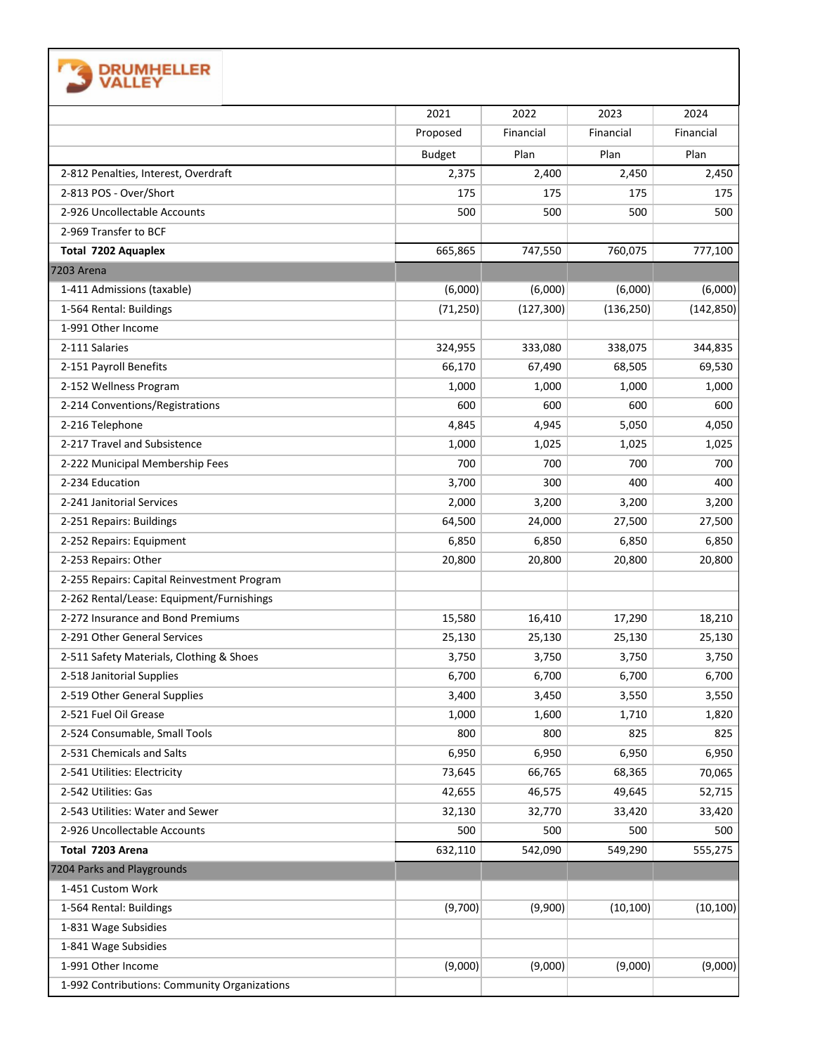DRUMHELLER VALLEY

| | 2021 Proposed Budget | 2022 Financial Plan | 2023 Financial Plan | 2024 Financial Plan |
|---|---|---|---|---|
| 2-812 Penalties, Interest, Overdraft | 2,375 | 2,400 | 2,450 | 2,450 |
| 2-813 POS - Over/Short | 175 | 175 | 175 | 175 |
| 2-926 Uncollectable Accounts | 500 | 500 | 500 | 500 |
| 2-969 Transfer to BCF | | | | |
| **Total 7202 Aquaplex** | 665,865 | 747,550 | 760,075 | 777,100 |
| 7203 Arena | | | | |
| 1-411 Admissions (taxable) | (6,000) | (6,000) | (6,000) | (6,000) |
| 1-564 Rental: Buildings | (71,250) | (127,300) | (136,250) | (142,850) |
| 1-991 Other Income | | | | |
| 2-111 Salaries | 324,955 | 333,080 | 338,075 | 344,835 |
| 2-151 Payroll Benefits | 66,170 | 67,490 | 68,505 | 69,530 |
| 2-152 Wellness Program | 1,000 | 1,000 | 1,000 | 1,000 |
| 2-214 Conventions/Registrations | 600 | 600 | 600 | 600 |
| 2-216 Telephone | 4,845 | 4,945 | 5,050 | 4,050 |
| 2-217 Travel and Subsistence | 1,000 | 1,025 | 1,025 | 1,025 |
| 2-222 Municipal Membership Fees | 700 | 700 | 700 | 700 |
| 2-234 Education | 3,700 | 300 | 400 | 400 |
| 2-241 Janitorial Services | 2,000 | 3,200 | 3,200 | 3,200 |
| 2-251 Repairs: Buildings | 64,500 | 24,000 | 27,500 | 27,500 |
| 2-252 Repairs: Equipment | 6,850 | 6,850 | 6,850 | 6,850 |
| 2-253 Repairs: Other | 20,800 | 20,800 | 20,800 | 20,800 |
| 2-255 Repairs: Capital Reinvestment Program | | | | |
| 2-262 Rental/Lease: Equipment/Furnishings | | | | |
| 2-272 Insurance and Bond Premiums | 15,580 | 16,410 | 17,290 | 18,210 |
| 2-291 Other General Services | 25,130 | 25,130 | 25,130 | 25,130 |
| 2-511 Safety Materials, Clothing & Shoes | 3,750 | 3,750 | 3,750 | 3,750 |
| 2-518 Janitorial Supplies | 6,700 | 6,700 | 6,700 | 6,700 |
| 2-519 Other General Supplies | 3,400 | 3,450 | 3,550 | 3,550 |
| 2-521 Fuel Oil Grease | 1,000 | 1,600 | 1,710 | 1,820 |
| 2-524 Consumable, Small Tools | 800 | 800 | 825 | 825 |
| 2-531 Chemicals and Salts | 6,950 | 6,950 | 6,950 | 6,950 |
| 2-541 Utilities: Electricity | 73,645 | 66,765 | 68,365 | 70,065 |
| 2-542 Utilities: Gas | 42,655 | 46,575 | 49,645 | 52,715 |
| 2-543 Utilities: Water and Sewer | 32,130 | 32,770 | 33,420 | 33,420 |
| 2-926 Uncollectable Accounts | 500 | 500 | 500 | 500 |
| **Total 7203 Arena** | 632,110 | 542,090 | 549,290 | 555,275 |
| 7204 Parks and Playgrounds | | | | |
| 1-451 Custom Work | | | | |
| 1-564 Rental: Buildings | (9,700) | (9,900) | (10,100) | (10,100) |
| 1-831 Wage Subsidies | | | | |
| 1-841 Wage Subsidies | | | | |
| 1-991 Other Income | (9,000) | (9,000) | (9,000) | (9,000) |
| 1-992 Contributions: Community Organizations | | | | |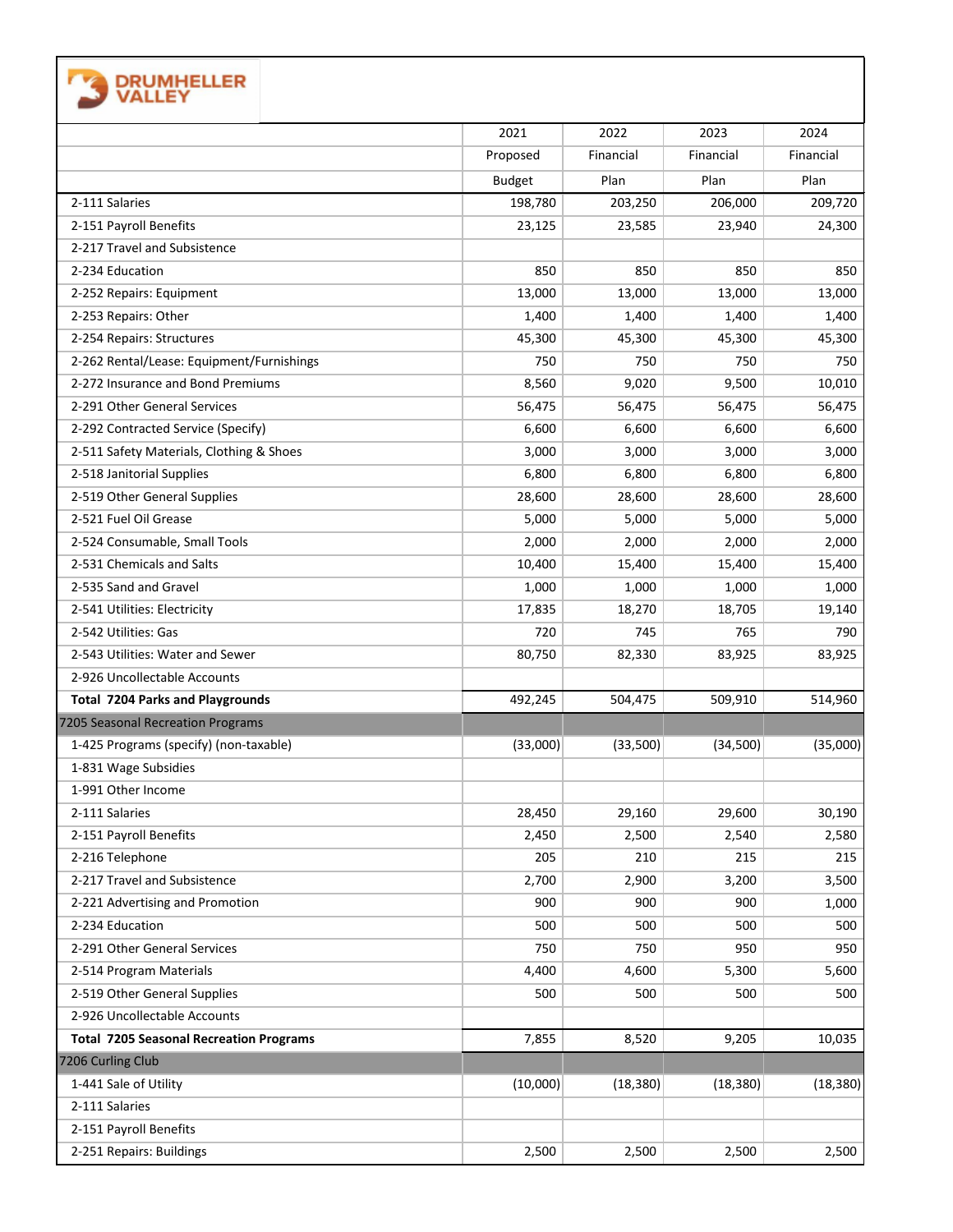DRUMHELLER VALLEY

| | 2021 Proposed Budget | 2022 Financial Plan | 2023 Financial Plan | 2024 Financial Plan |
|---|---|---|---|---|
| 2-111 Salaries | 198,780 | 203,250 | 206,000 | 209,720 |
| 2-151 Payroll Benefits | 23,125 | 23,585 | 23,940 | 24,300 |
| 2-217 Travel and Subsistence | | | | |
| 2-234 Education | 850 | 850 | 850 | 850 |
| 2-252 Repairs: Equipment | 13,000 | 13,000 | 13,000 | 13,000 |
| 2-253 Repairs: Other | 1,400 | 1,400 | 1,400 | 1,400 |
| 2-254 Repairs: Structures | 45,300 | 45,300 | 45,300 | 45,300 |
| 2-262 Rental/Lease: Equipment/Furnishings | 750 | 750 | 750 | 750 |
| 2-272 Insurance and Bond Premiums | 8,560 | 9,020 | 9,500 | 10,010 |
| 2-291 Other General Services | 56,475 | 56,475 | 56,475 | 56,475 |
| 2-292 Contracted Service (Specify) | 6,600 | 6,600 | 6,600 | 6,600 |
| 2-511 Safety Materials, Clothing & Shoes | 3,000 | 3,000 | 3,000 | 3,000 |
| 2-518 Janitorial Supplies | 6,800 | 6,800 | 6,800 | 6,800 |
| 2-519 Other General Supplies | 28,600 | 28,600 | 28,600 | 28,600 |
| 2-521 Fuel Oil Grease | 5,000 | 5,000 | 5,000 | 5,000 |
| 2-524 Consumable, Small Tools | 2,000 | 2,000 | 2,000 | 2,000 |
| 2-531 Chemicals and Salts | 10,400 | 15,400 | 15,400 | 15,400 |
| 2-535 Sand and Gravel | 1,000 | 1,000 | 1,000 | 1,000 |
| 2-541 Utilities: Electricity | 17,835 | 18,270 | 18,705 | 19,140 |
| 2-542 Utilities: Gas | 720 | 745 | 765 | 790 |
| 2-543 Utilities: Water and Sewer | 80,750 | 82,330 | 83,925 | 83,925 |
| 2-926 Uncollectable Accounts | | | | |
| **Total 7204 Parks and Playgrounds** | 492,245 | 504,475 | 509,910 | 514,960 |
| 7205 Seasonal Recreation Programs | | | | |
| 1-425 Programs (specify) (non-taxable) | (33,000) | (33,500) | (34,500) | (35,000) |
| 1-831 Wage Subsidies | | | | |
| 1-991 Other Income | | | | |
| 2-111 Salaries | 28,450 | 29,160 | 29,600 | 30,190 |
| 2-151 Payroll Benefits | 2,450 | 2,500 | 2,540 | 2,580 |
| 2-216 Telephone | 205 | 210 | 215 | 215 |
| 2-217 Travel and Subsistence | 2,700 | 2,900 | 3,200 | 3,500 |
| 2-221 Advertising and Promotion | 900 | 900 | 900 | 1,000 |
| 2-234 Education | 500 | 500 | 500 | 500 |
| 2-291 Other General Services | 750 | 750 | 950 | 950 |
| 2-514 Program Materials | 4,400 | 4,600 | 5,300 | 5,600 |
| 2-519 Other General Supplies | 500 | 500 | 500 | 500 |
| 2-926 Uncollectable Accounts | | | | |
| **Total 7205 Seasonal Recreation Programs** | 7,855 | 8,520 | 9,205 | 10,035 |
| 7206 Curling Club | | | | |
| 1-441 Sale of Utility | (10,000) | (18,380) | (18,380) | (18,380) |
| 2-111 Salaries | | | | |
| 2-151 Payroll Benefits | | | | |
| 2-251 Repairs: Buildings | 2,500 | 2,500 | 2,500 | 2,500 |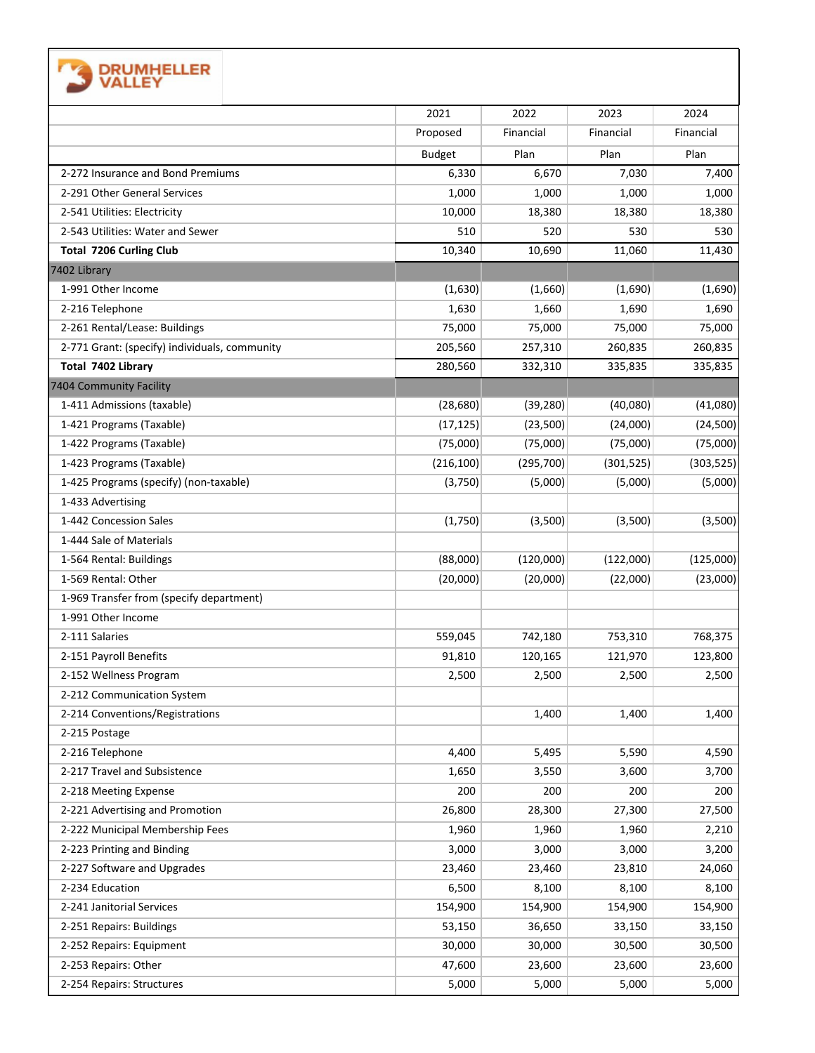DRUMHELLER VALLEY

| | 2021 Proposed Budget | 2022 Financial Plan | 2023 Financial Plan | 2024 Financial Plan |
|---|---|---|---|---|
| 2-272 Insurance and Bond Premiums | 6,330 | 6,670 | 7,030 | 7,400 |
| 2-291 Other General Services | 1,000 | 1,000 | 1,000 | 1,000 |
| 2-541 Utilities: Electricity | 10,000 | 18,380 | 18,380 | 18,380 |
| 2-543 Utilities: Water and Sewer | 510 | 520 | 530 | 530 |
| **Total 7206 Curling Club** | 10,340 | 10,690 | 11,060 | 11,430 |
| 7402 Library | | | | |
| 1-991 Other Income | (1,630) | (1,660) | (1,690) | (1,690) |
| 2-216 Telephone | 1,630 | 1,660 | 1,690 | 1,690 |
| 2-261 Rental/Lease: Buildings | 75,000 | 75,000 | 75,000 | 75,000 |
| 2-771 Grant: (specify) individuals, community | 205,560 | 257,310 | 260,835 | 260,835 |
| **Total 7402 Library** | 280,560 | 332,310 | 335,835 | 335,835 |
| 7404 Community Facility | | | | |
| 1-411 Admissions (taxable) | (28,680) | (39,280) | (40,080) | (41,080) |
| 1-421 Programs (Taxable) | (17,125) | (23,500) | (24,000) | (24,500) |
| 1-422 Programs (Taxable) | (75,000) | (75,000) | (75,000) | (75,000) |
| 1-423 Programs (Taxable) | (216,100) | (295,700) | (301,525) | (303,525) |
| 1-425 Programs (specify) (non-taxable) | (3,750) | (5,000) | (5,000) | (5,000) |
| 1-433 Advertising | | | | |
| 1-442 Concession Sales | (1,750) | (3,500) | (3,500) | (3,500) |
| 1-444 Sale of Materials | | | | |
| 1-564 Rental: Buildings | (88,000) | (120,000) | (122,000) | (125,000) |
| 1-569 Rental: Other | (20,000) | (20,000) | (22,000) | (23,000) |
| 1-969 Transfer from (specify department) | | | | |
| 1-991 Other Income | | | | |
| 2-111 Salaries | 559,045 | 742,180 | 753,310 | 768,375 |
| 2-151 Payroll Benefits | 91,810 | 120,165 | 121,970 | 123,800 |
| 2-152 Wellness Program | 2,500 | 2,500 | 2,500 | 2,500 |
| 2-212 Communication System | | | | |
| 2-214 Conventions/Registrations | | 1,400 | 1,400 | 1,400 |
| 2-215 Postage | | | | |
| 2-216 Telephone | 4,400 | 5,495 | 5,590 | 4,590 |
| 2-217 Travel and Subsistence | 1,650 | 3,550 | 3,600 | 3,700 |
| 2-218 Meeting Expense | 200 | 200 | 200 | 200 |
| 2-221 Advertising and Promotion | 26,800 | 28,300 | 27,300 | 27,500 |
| 2-222 Municipal Membership Fees | 1,960 | 1,960 | 1,960 | 2,210 |
| 2-223 Printing and Binding | 3,000 | 3,000 | 3,000 | 3,200 |
| 2-227 Software and Upgrades | 23,460 | 23,460 | 23,810 | 24,060 |
| 2-234 Education | 6,500 | 8,100 | 8,100 | 8,100 |
| 2-241 Janitorial Services | 154,900 | 154,900 | 154,900 | 154,900 |
| 2-251 Repairs: Buildings | 53,150 | 36,650 | 33,150 | 33,150 |
| 2-252 Repairs: Equipment | 30,000 | 30,000 | 30,500 | 30,500 |
| 2-253 Repairs: Other | 47,600 | 23,600 | 23,600 | 23,600 |
| 2-254 Repairs: Structures | 5,000 | 5,000 | 5,000 | 5,000 |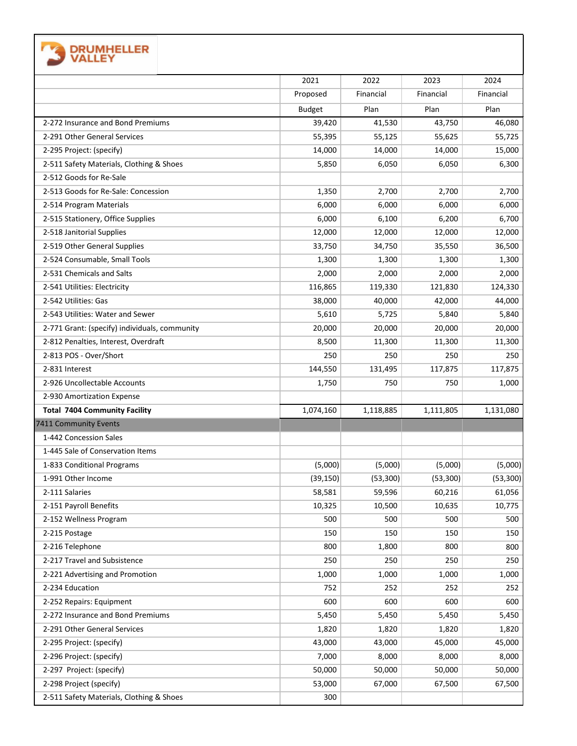**DRUMHELLER VALLEY**

| | 2021 Proposed Budget | 2022 Financial Plan | 2023 Financial Plan | 2024 Financial Plan |
|---|---|---|---|---|
| 2-272 Insurance and Bond Premiums | 39,420 | 41,530 | 43,750 | 46,080 |
| 2-291 Other General Services | 55,395 | 55,125 | 55,625 | 55,725 |
| 2-295 Project: (specify) | 14,000 | 14,000 | 14,000 | 15,000 |
| 2-511 Safety Materials, Clothing & Shoes | 5,850 | 6,050 | 6,050 | 6,300 |
| 2-512 Goods for Re-Sale | | | | |
| 2-513 Goods for Re-Sale: Concession | 1,350 | 2,700 | 2,700 | 2,700 |
| 2-514 Program Materials | 6,000 | 6,000 | 6,000 | 6,000 |
| 2-515 Stationery, Office Supplies | 6,000 | 6,100 | 6,200 | 6,700 |
| 2-518 Janitorial Supplies | 12,000 | 12,000 | 12,000 | 12,000 |
| 2-519 Other General Supplies | 33,750 | 34,750 | 35,550 | 36,500 |
| 2-524 Consumable, Small Tools | 1,300 | 1,300 | 1,300 | 1,300 |
| 2-531 Chemicals and Salts | 2,000 | 2,000 | 2,000 | 2,000 |
| 2-541 Utilities: Electricity | 116,865 | 119,330 | 121,830 | 124,330 |
| 2-542 Utilities: Gas | 38,000 | 40,000 | 42,000 | 44,000 |
| 2-543 Utilities: Water and Sewer | 5,610 | 5,725 | 5,840 | 5,840 |
| 2-771 Grant: (specify) individuals, community | 20,000 | 20,000 | 20,000 | 20,000 |
| 2-812 Penalties, Interest, Overdraft | 8,500 | 11,300 | 11,300 | 11,300 |
| 2-813 POS - Over/Short | 250 | 250 | 250 | 250 |
| 2-831 Interest | 144,550 | 131,495 | 117,875 | 117,875 |
| 2-926 Uncollectable Accounts | 1,750 | 750 | 750 | 1,000 |
| 2-930 Amortization Expense | | | | |
| **Total 7404 Community Facility** | 1,074,160 | 1,118,885 | 1,111,805 | 1,131,080 |
| 7411 Community Events | | | | |
| 1-442 Concession Sales | | | | |
| 1-445 Sale of Conservation Items | | | | |
| 1-833 Conditional Programs | (5,000) | (5,000) | (5,000) | (5,000) |
| 1-991 Other Income | (39,150) | (53,300) | (53,300) | (53,300) |
| 2-111 Salaries | 58,581 | 59,596 | 60,216 | 61,056 |
| 2-151 Payroll Benefits | 10,325 | 10,500 | 10,635 | 10,775 |
| 2-152 Wellness Program | 500 | 500 | 500 | 500 |
| 2-215 Postage | 150 | 150 | 150 | 150 |
| 2-216 Telephone | 800 | 1,800 | 800 | 800 |
| 2-217 Travel and Subsistence | 250 | 250 | 250 | 250 |
| 2-221 Advertising and Promotion | 1,000 | 1,000 | 1,000 | 1,000 |
| 2-234 Education | 752 | 252 | 252 | 252 |
| 2-252 Repairs: Equipment | 600 | 600 | 600 | 600 |
| 2-272 Insurance and Bond Premiums | 5,450 | 5,450 | 5,450 | 5,450 |
| 2-291 Other General Services | 1,820 | 1,820 | 1,820 | 1,820 |
| 2-295 Project: (specify) | 43,000 | 43,000 | 45,000 | 45,000 |
| 2-296 Project: (specify) | 7,000 | 8,000 | 8,000 | 8,000 |
| 2-297 Project: (specify) | 50,000 | 50,000 | 50,000 | 50,000 |
| 2-298 Project (specify) | 53,000 | 67,000 | 67,500 | 67,500 |
| 2-511 Safety Materials, Clothing & Shoes | 300 | | | |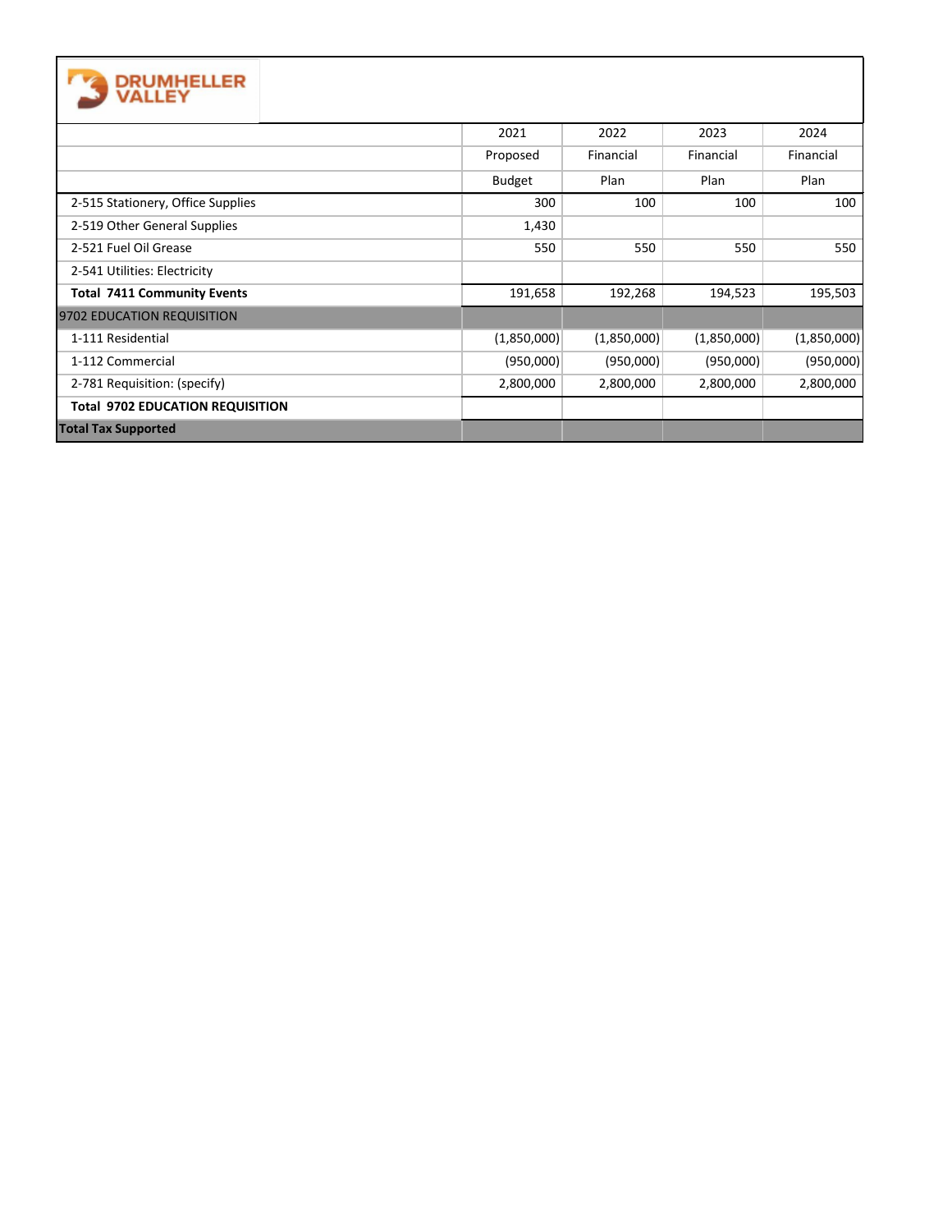DRUMHELLER VALLEY

| | 2021 Proposed Budget | 2022 Financial Plan | 2023 Financial Plan | 2024 Financial Plan |
|---|---|---|---|---|
| 2-515 Stationery, Office Supplies | 300 | 100 | 100 | 100 |
| 2-519 Other General Supplies | 1,430 | | | |
| 2-521 Fuel Oil Grease | 550 | 550 | 550 | 550 |
| 2-541 Utilities: Electricity | | | | |
| **Total 7411 Community Events** | 191,658 | 192,268 | 194,523 | 195,503 |
| 9702 EDUCATION REQUISITION | | | | |
| 1-111 Residential | (1,850,000) | (1,850,000) | (1,850,000) | (1,850,000) |
| 1-112 Commercial | (950,000) | (950,000) | (950,000) | (950,000) |
| 2-781 Requisition: (specify) | 2,800,000 | 2,800,000 | 2,800,000 | 2,800,000 |
| **Total 9702 EDUCATION REQUISITION** | | | | |
| **Total Tax Supported** | | | | |